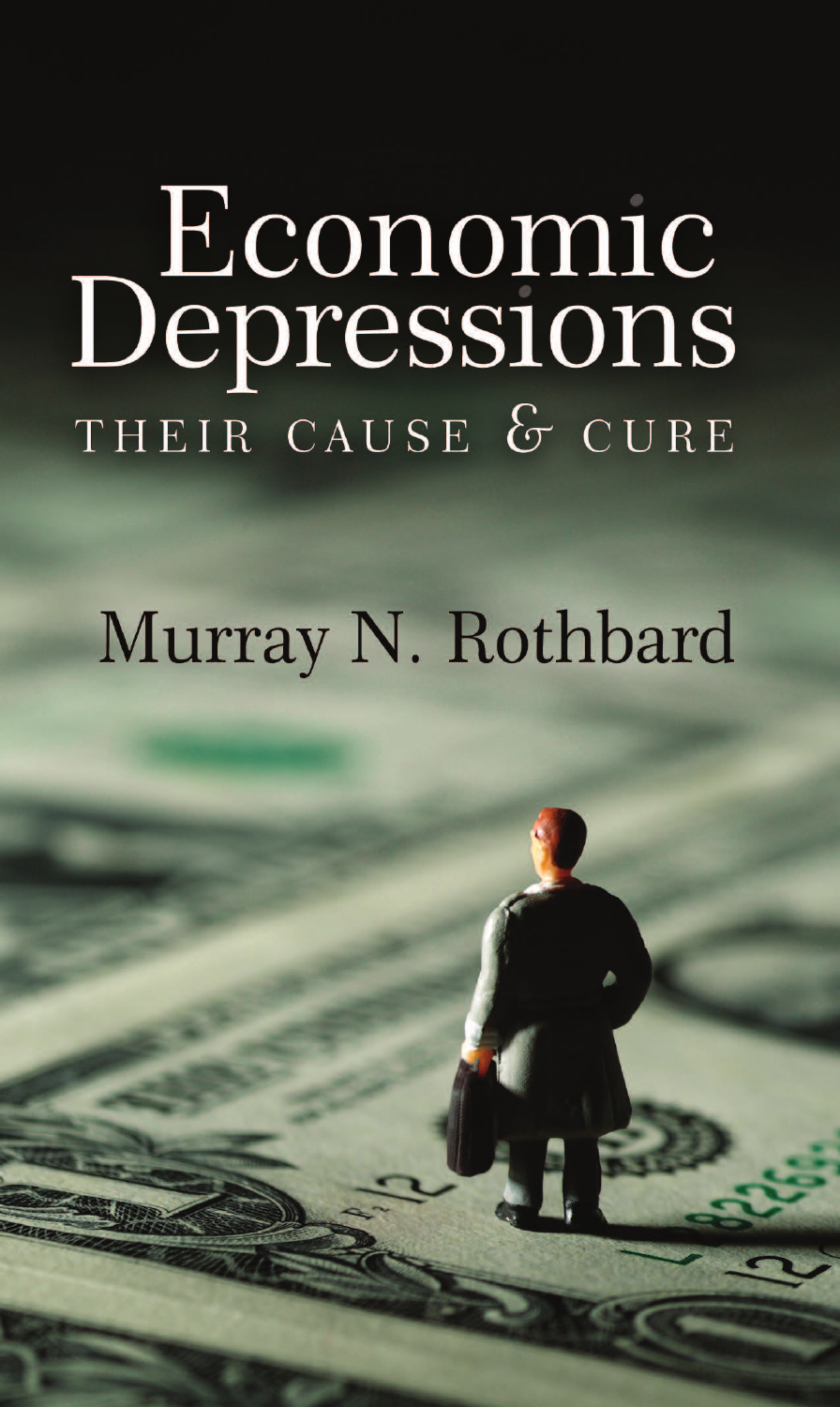# Economic Depressions

## THEIR CAUSE & CURE

Murray N. Rothbard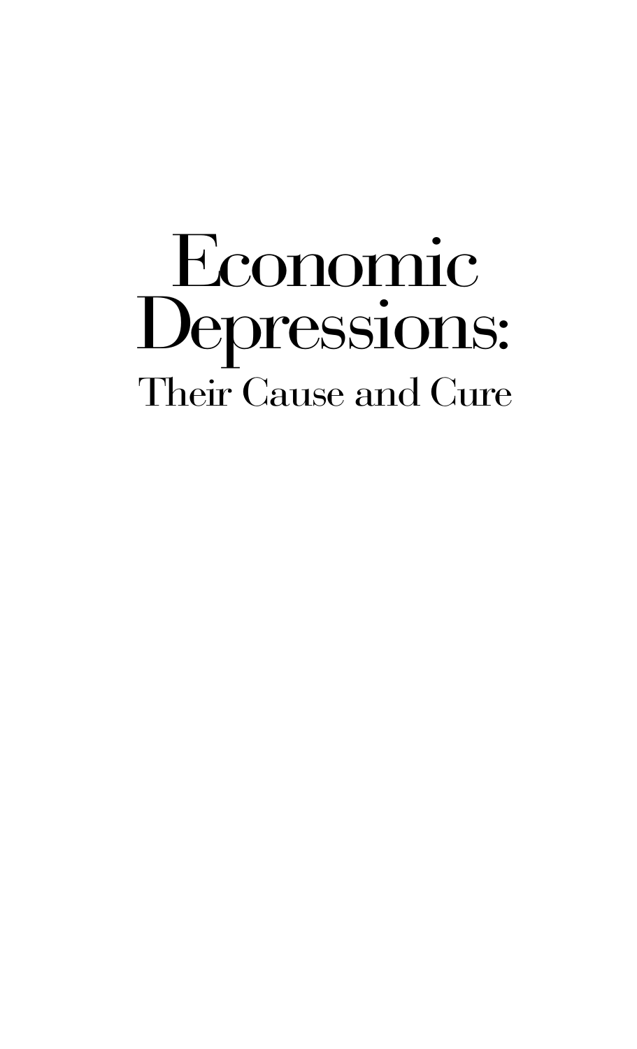# Economic Depressions:

## Their Cause and Cure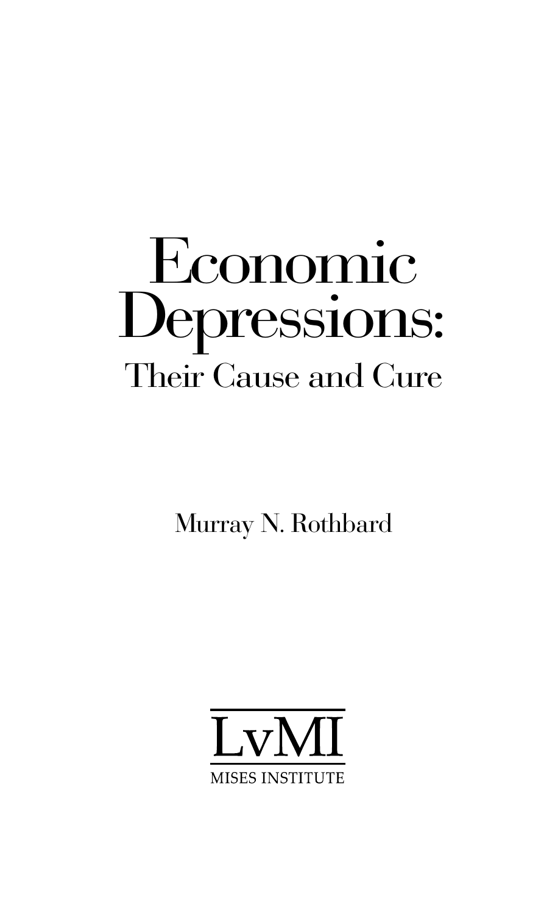# Economic Depressions:

## Their Cause and Cure

Murray N. Rothbard

LvMI

MISES INSTITUTE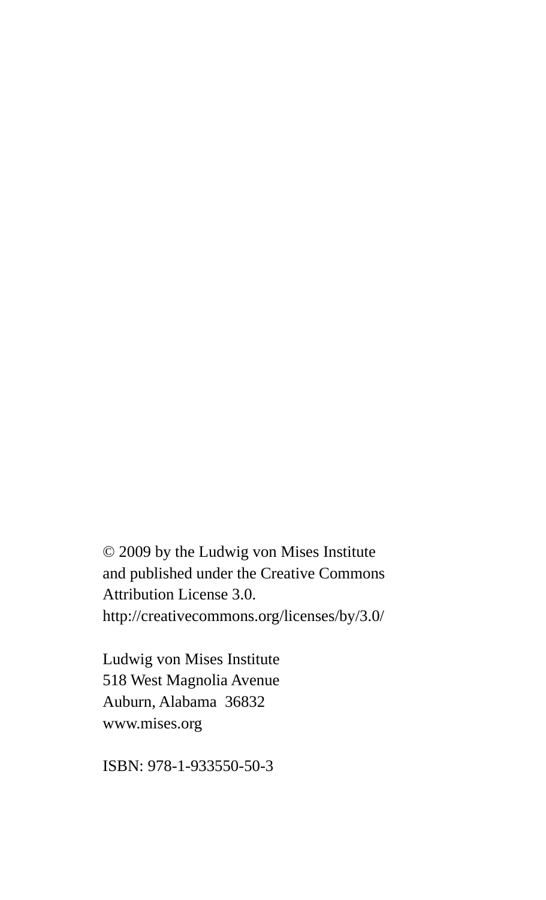© 2009 by the Ludwig von Mises Institute
and published under the Creative Commons
Attribution License 3.0.
http://creativecommons.org/licenses/by/3.0/

Ludwig von Mises Institute
518 West Magnolia Avenue
Auburn, Alabama 36832
www.mises.org

ISBN: 978-1-933550-50-3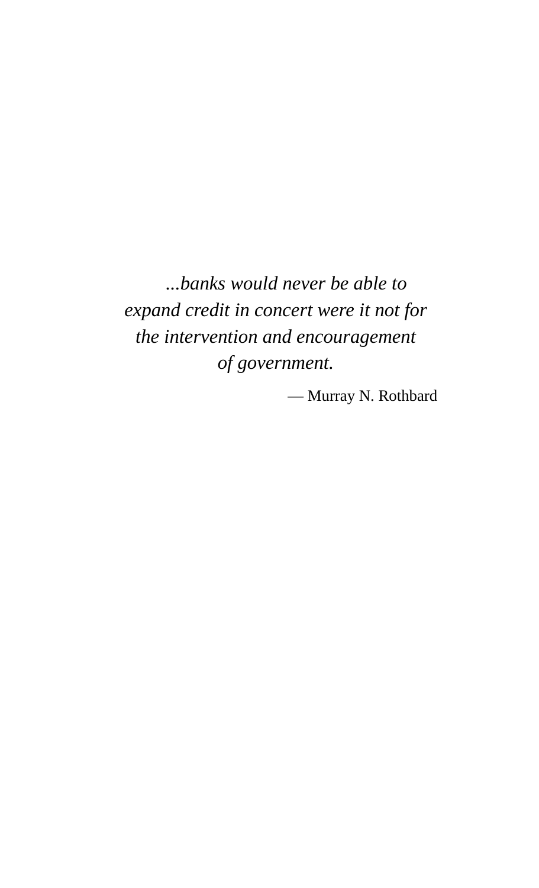*...banks would never be able to expand credit in concert were it not for the intervention and encouragement of government.*

— Murray N. Rothbard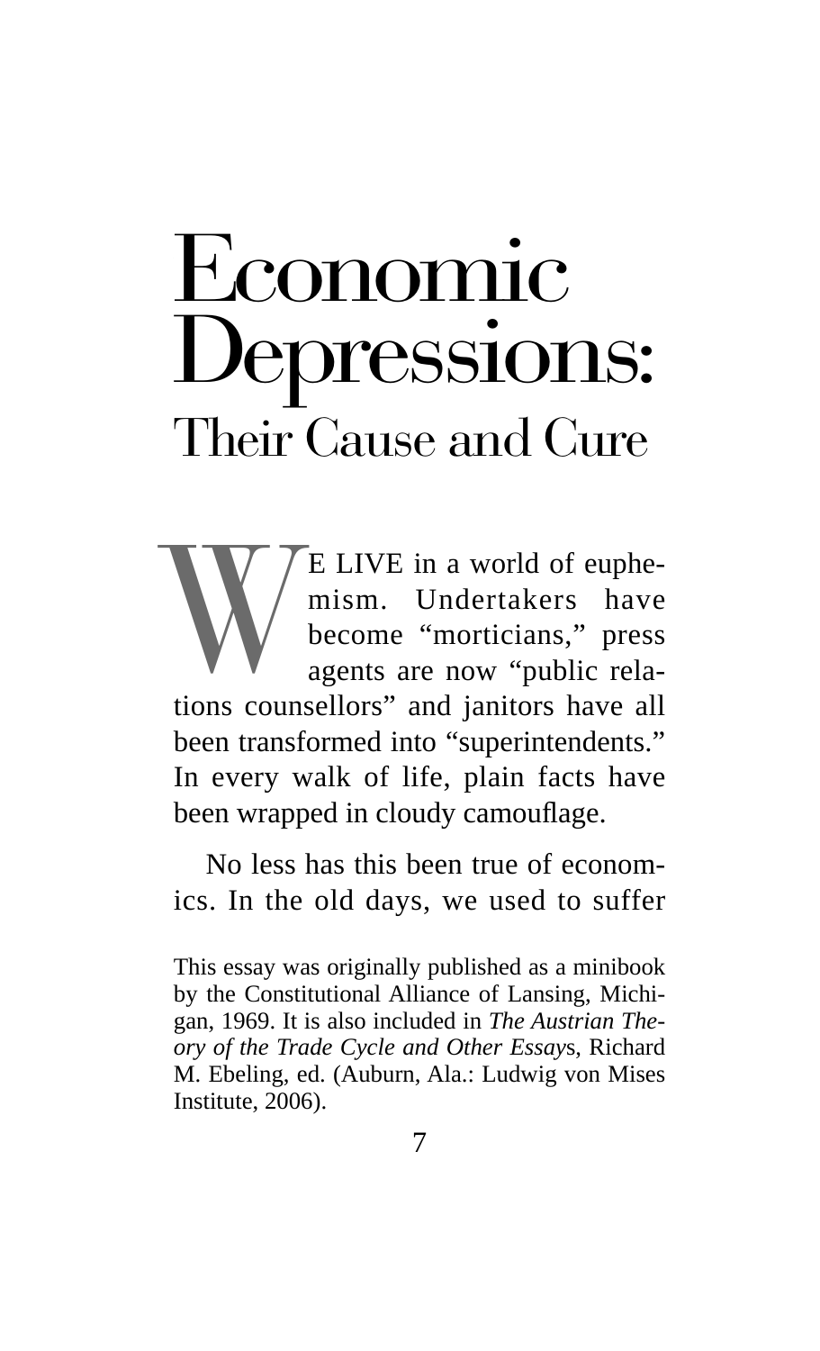# Economic Depressions: Their Cause and Cure

WE LIVE in a world of euphemism. Undertakers have become "morticians," press agents are now "public relations counsellors" and janitors have all been transformed into "superintendents." In every walk of life, plain facts have been wrapped in cloudy camouflage.

No less has this been true of economics. In the old days, we used to suffer

This essay was originally published as a minibook by the Constitutional Alliance of Lansing, Michigan, 1969. It is also included in *The Austrian Theory of the Trade Cycle and Other Essays*, Richard M. Ebeling, ed. (Auburn, Ala.: Ludwig von Mises Institute, 2006).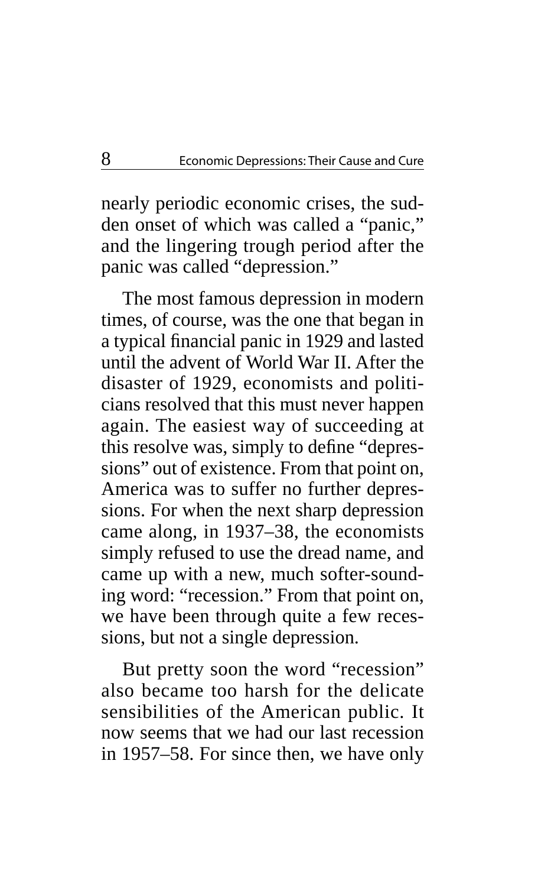nearly periodic economic crises, the sudden onset of which was called a "panic," and the lingering trough period after the panic was called "depression."

The most famous depression in modern times, of course, was the one that began in a typical financial panic in 1929 and lasted until the advent of World War II. After the disaster of 1929, economists and politicians resolved that this must never happen again. The easiest way of succeeding at this resolve was, simply to define "depressions" out of existence. From that point on, America was to suffer no further depressions. For when the next sharp depression came along, in 1937–38, the economists simply refused to use the dread name, and came up with a new, much softer-sounding word: "recession." From that point on, we have been through quite a few recessions, but not a single depression.

But pretty soon the word "recession" also became too harsh for the delicate sensibilities of the American public. It now seems that we had our last recession in 1957–58. For since then, we have only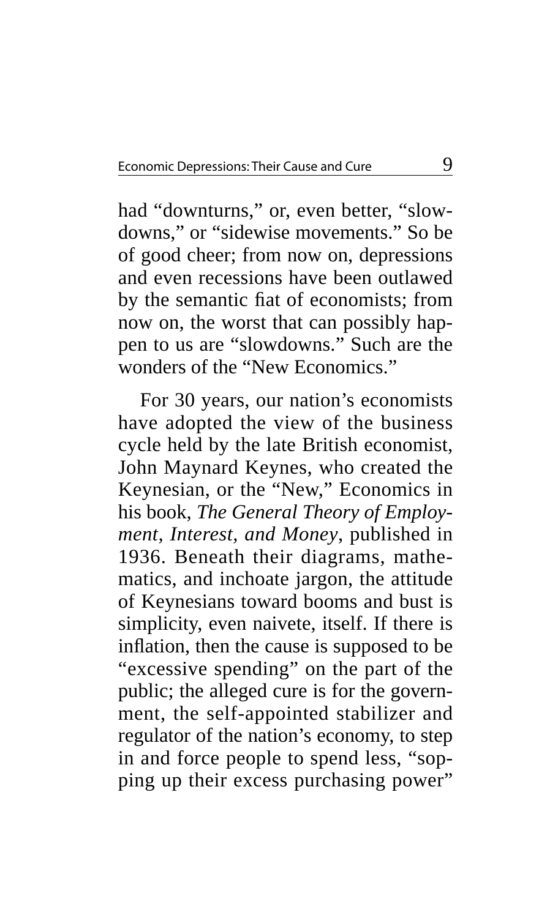had "downturns," or, even better, "slowdowns," or "sidewise movements." So be of good cheer; from now on, depressions and even recessions have been outlawed by the semantic fiat of economists; from now on, the worst that can possibly happen to us are "slowdowns." Such are the wonders of the "New Economics."

For 30 years, our nation's economists have adopted the view of the business cycle held by the late British economist, John Maynard Keynes, who created the Keynesian, or the "New," Economics in his book, *The General Theory of Employment, Interest, and Money*, published in 1936. Beneath their diagrams, mathematics, and inchoate jargon, the attitude of Keynesians toward booms and bust is simplicity, even naivete, itself. If there is inflation, then the cause is supposed to be "excessive spending" on the part of the public; the alleged cure is for the government, the self-appointed stabilizer and regulator of the nation's economy, to step in and force people to spend less, "sopping up their excess purchasing power"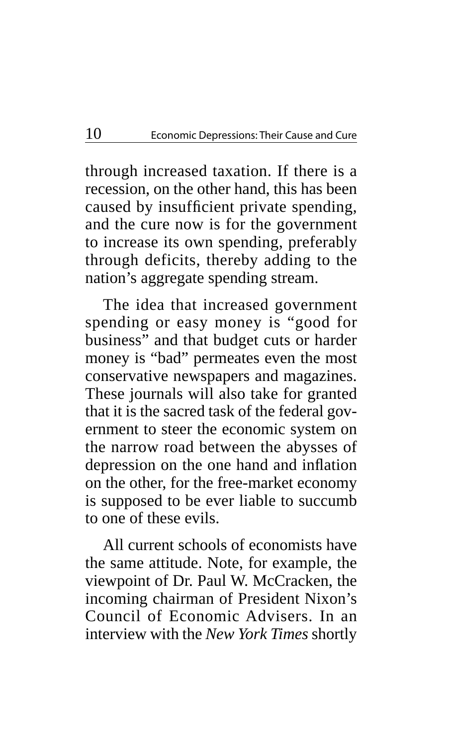through increased taxation. If there is a recession, on the other hand, this has been caused by insufficient private spending, and the cure now is for the government to increase its own spending, preferably through deficits, thereby adding to the nation's aggregate spending stream.

The idea that increased government spending or easy money is "good for business" and that budget cuts or harder money is "bad" permeates even the most conservative newspapers and magazines. These journals will also take for granted that it is the sacred task of the federal government to steer the economic system on the narrow road between the abysses of depression on the one hand and inflation on the other, for the free-market economy is supposed to be ever liable to succumb to one of these evils.

All current schools of economists have the same attitude. Note, for example, the viewpoint of Dr. Paul W. McCracken, the incoming chairman of President Nixon's Council of Economic Advisers. In an interview with the *New York Times* shortly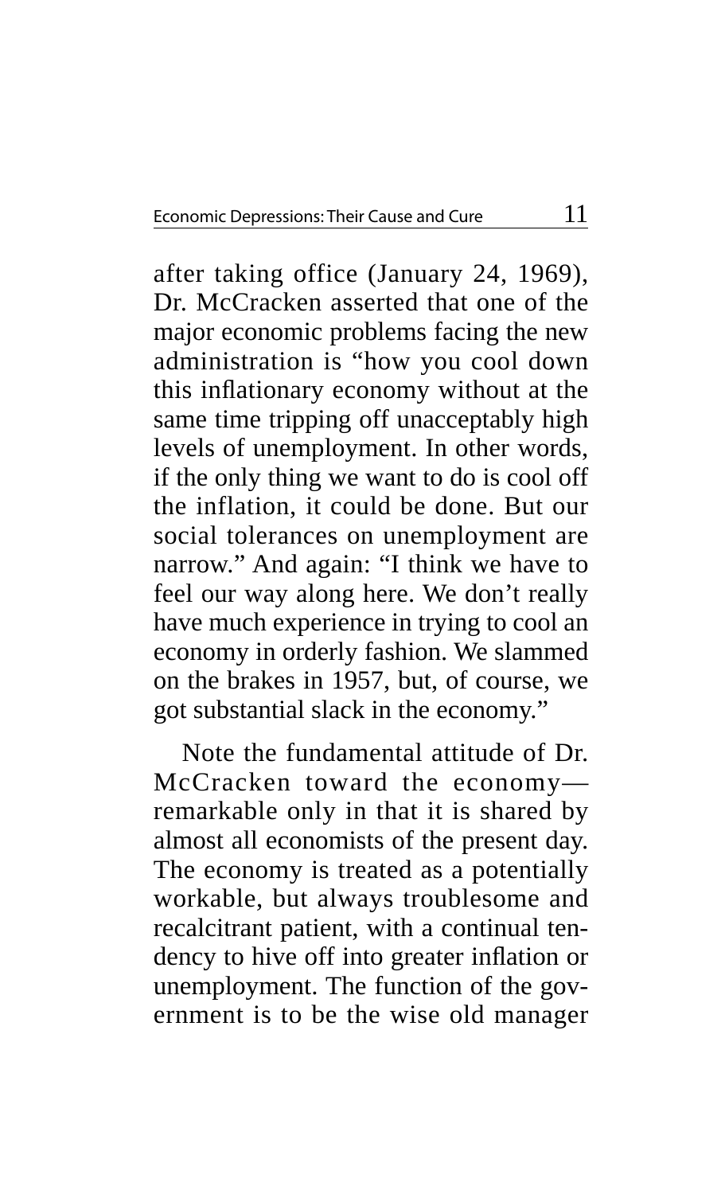after taking office (January 24, 1969), Dr. McCracken asserted that one of the major economic problems facing the new administration is "how you cool down this inflationary economy without at the same time tripping off unacceptably high levels of unemployment. In other words, if the only thing we want to do is cool off the inflation, it could be done. But our social tolerances on unemployment are narrow." And again: "I think we have to feel our way along here. We don't really have much experience in trying to cool an economy in orderly fashion. We slammed on the brakes in 1957, but, of course, we got substantial slack in the economy."

Note the fundamental attitude of Dr. McCracken toward the economy—remarkable only in that it is shared by almost all economists of the present day. The economy is treated as a potentially workable, but always troublesome and recalcitrant patient, with a continual tendency to hive off into greater inflation or unemployment. The function of the government is to be the wise old manager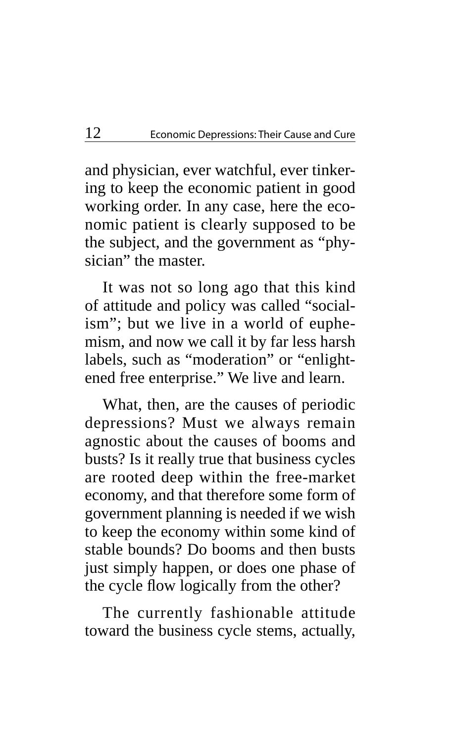and physician, ever watchful, ever tinkering to keep the economic patient in good working order. In any case, here the economic patient is clearly supposed to be the subject, and the government as "physician" the master.

It was not so long ago that this kind of attitude and policy was called "socialism"; but we live in a world of euphemism, and now we call it by far less harsh labels, such as "moderation" or "enlightened free enterprise." We live and learn.

What, then, are the causes of periodic depressions? Must we always remain agnostic about the causes of booms and busts? Is it really true that business cycles are rooted deep within the free-market economy, and that therefore some form of government planning is needed if we wish to keep the economy within some kind of stable bounds? Do booms and then busts just simply happen, or does one phase of the cycle flow logically from the other?

The currently fashionable attitude toward the business cycle stems, actually,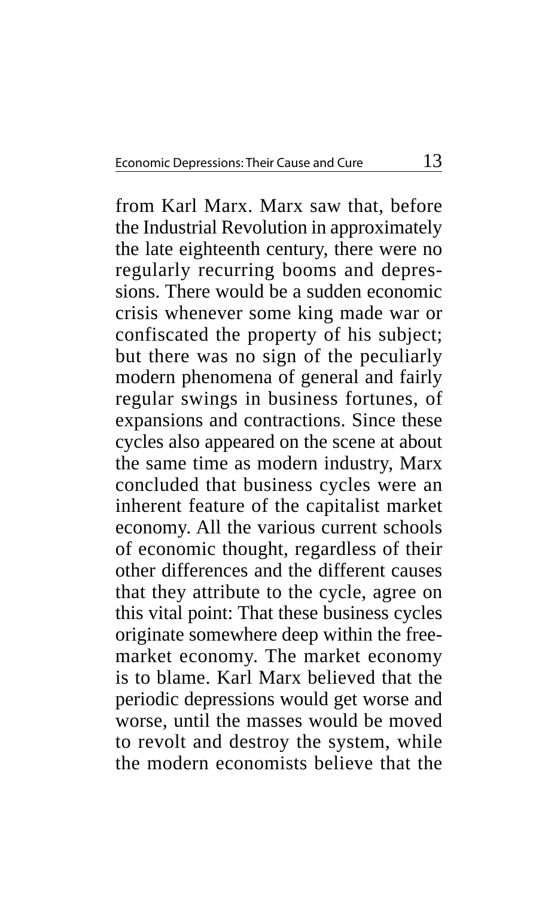from Karl Marx. Marx saw that, before the Industrial Revolution in approximately the late eighteenth century, there were no regularly recurring booms and depressions. There would be a sudden economic crisis whenever some king made war or confiscated the property of his subject; but there was no sign of the peculiarly modern phenomena of general and fairly regular swings in business fortunes, of expansions and contractions. Since these cycles also appeared on the scene at about the same time as modern industry, Marx concluded that business cycles were an inherent feature of the capitalist market economy. All the various current schools of economic thought, regardless of their other differences and the different causes that they attribute to the cycle, agree on this vital point: That these business cycles originate somewhere deep within the free-market economy. The market economy is to blame. Karl Marx believed that the periodic depressions would get worse and worse, until the masses would be moved to revolt and destroy the system, while the modern economists believe that the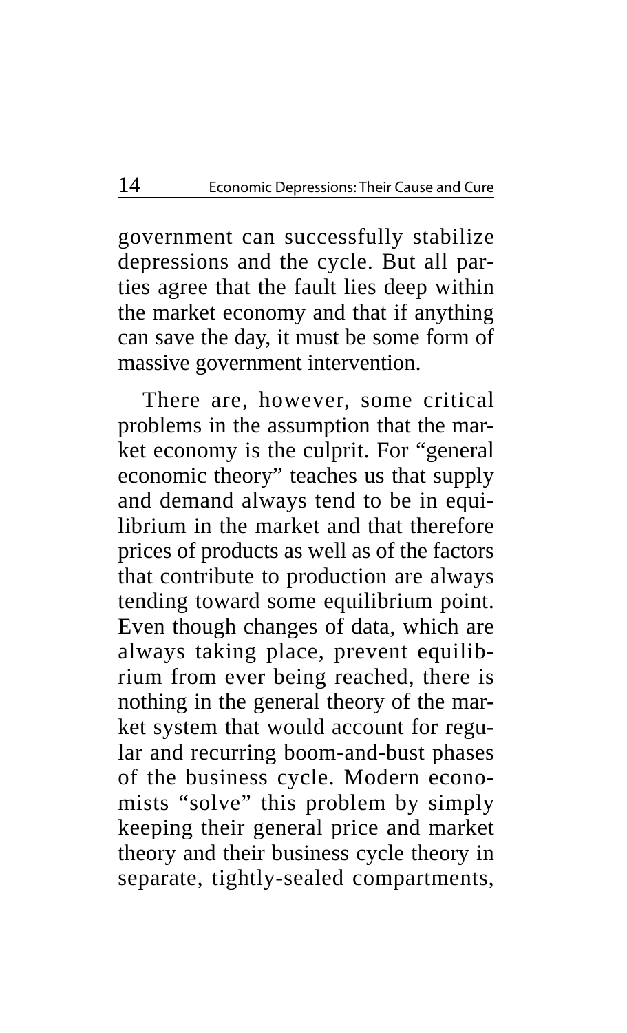government can successfully stabilize depressions and the cycle. But all parties agree that the fault lies deep within the market economy and that if anything can save the day, it must be some form of massive government intervention.

There are, however, some critical problems in the assumption that the market economy is the culprit. For "general economic theory" teaches us that supply and demand always tend to be in equilibrium in the market and that therefore prices of products as well as of the factors that contribute to production are always tending toward some equilibrium point. Even though changes of data, which are always taking place, prevent equilibrium from ever being reached, there is nothing in the general theory of the market system that would account for regular and recurring boom-and-bust phases of the business cycle. Modern economists "solve" this problem by simply keeping their general price and market theory and their business cycle theory in separate, tightly-sealed compartments,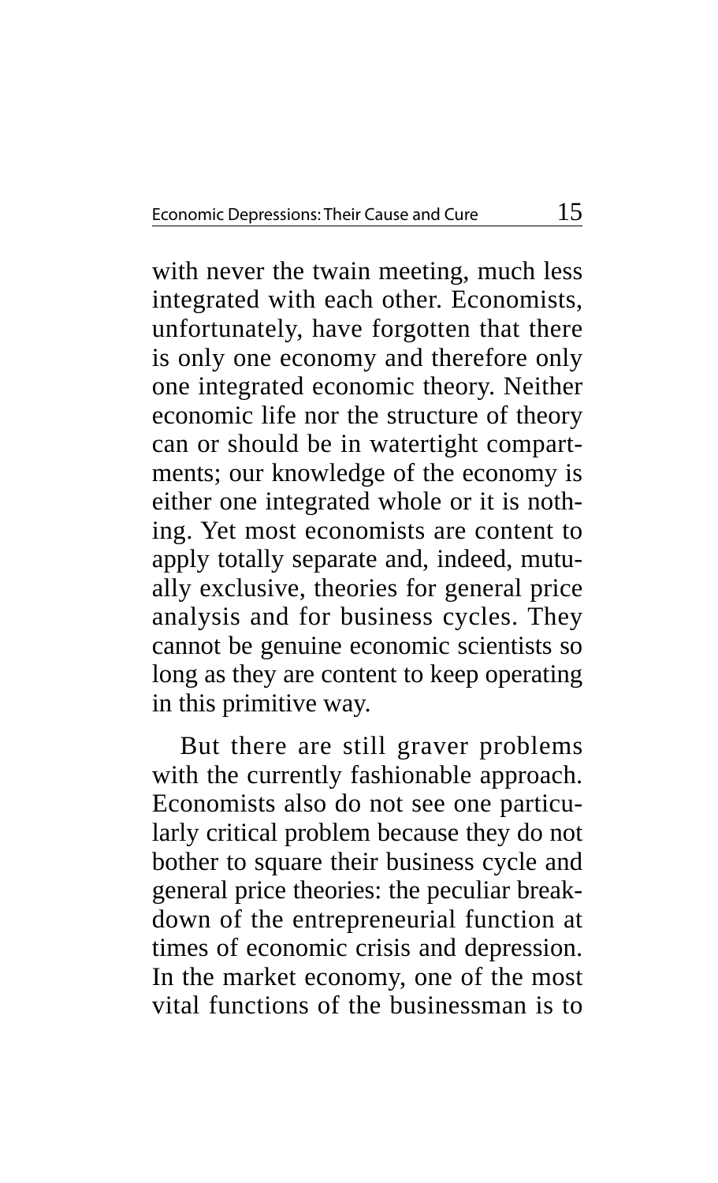with never the twain meeting, much less integrated with each other. Economists, unfortunately, have forgotten that there is only one economy and therefore only one integrated economic theory. Neither economic life nor the structure of theory can or should be in watertight compartments; our knowledge of the economy is either one integrated whole or it is nothing. Yet most economists are content to apply totally separate and, indeed, mutually exclusive, theories for general price analysis and for business cycles. They cannot be genuine economic scientists so long as they are content to keep operating in this primitive way.

But there are still graver problems with the currently fashionable approach. Economists also do not see one particularly critical problem because they do not bother to square their business cycle and general price theories: the peculiar breakdown of the entrepreneurial function at times of economic crisis and depression. In the market economy, one of the most vital functions of the businessman is to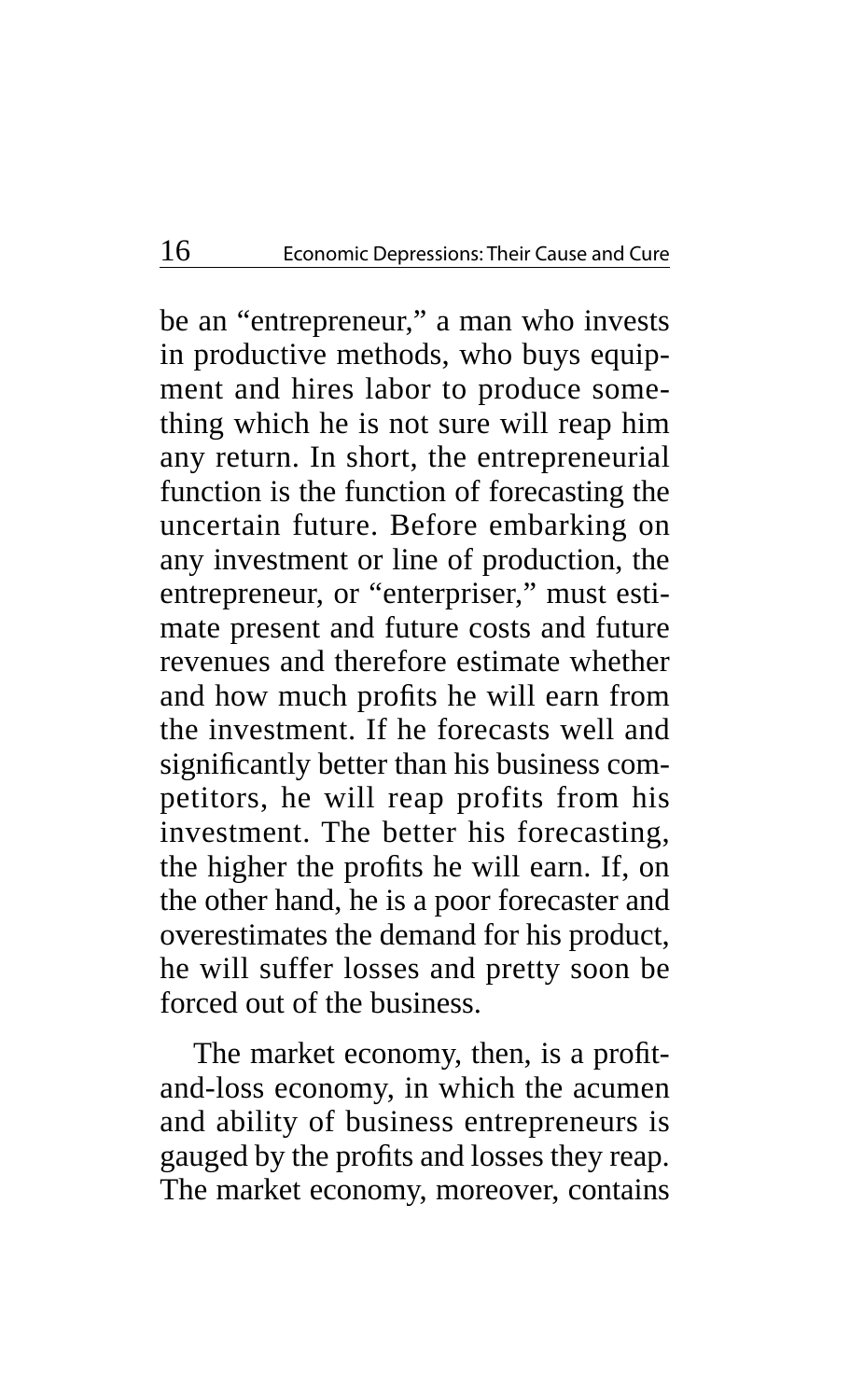be an "entrepreneur," a man who invests in productive methods, who buys equipment and hires labor to produce something which he is not sure will reap him any return. In short, the entrepreneurial function is the function of forecasting the uncertain future. Before embarking on any investment or line of production, the entrepreneur, or "enterpriser," must estimate present and future costs and future revenues and therefore estimate whether and how much profits he will earn from the investment. If he forecasts well and significantly better than his business competitors, he will reap profits from his investment. The better his forecasting, the higher the profits he will earn. If, on the other hand, he is a poor forecaster and overestimates the demand for his product, he will suffer losses and pretty soon be forced out of the business.

The market economy, then, is a profit-and-loss economy, in which the acumen and ability of business entrepreneurs is gauged by the profits and losses they reap. The market economy, moreover, contains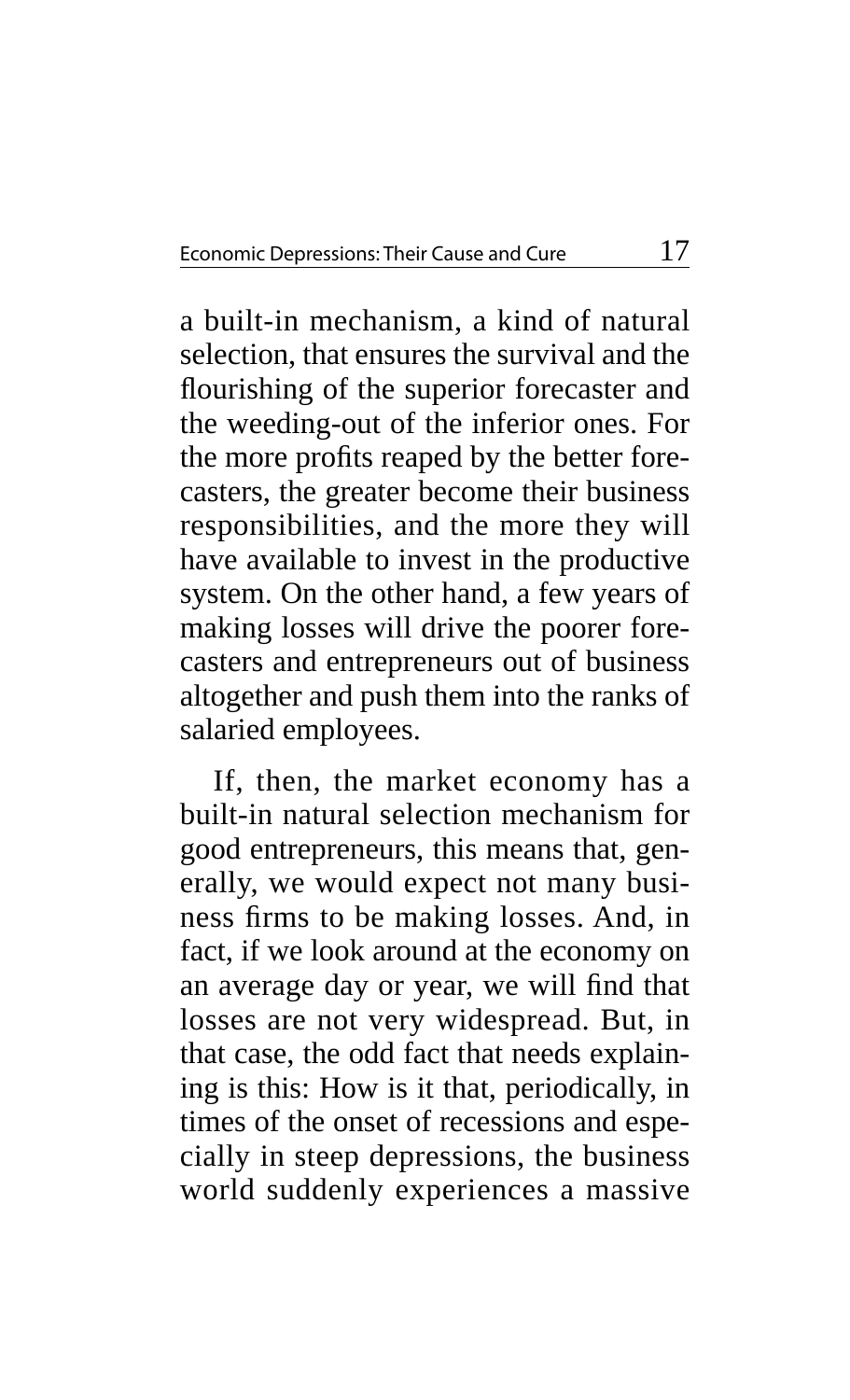a built-in mechanism, a kind of natural selection, that ensures the survival and the flourishing of the superior forecaster and the weeding-out of the inferior ones. For the more profits reaped by the better forecasters, the greater become their business responsibilities, and the more they will have available to invest in the productive system. On the other hand, a few years of making losses will drive the poorer forecasters and entrepreneurs out of business altogether and push them into the ranks of salaried employees.

If, then, the market economy has a built-in natural selection mechanism for good entrepreneurs, this means that, generally, we would expect not many business firms to be making losses. And, in fact, if we look around at the economy on an average day or year, we will find that losses are not very widespread. But, in that case, the odd fact that needs explaining is this: How is it that, periodically, in times of the onset of recessions and especially in steep depressions, the business world suddenly experiences a massive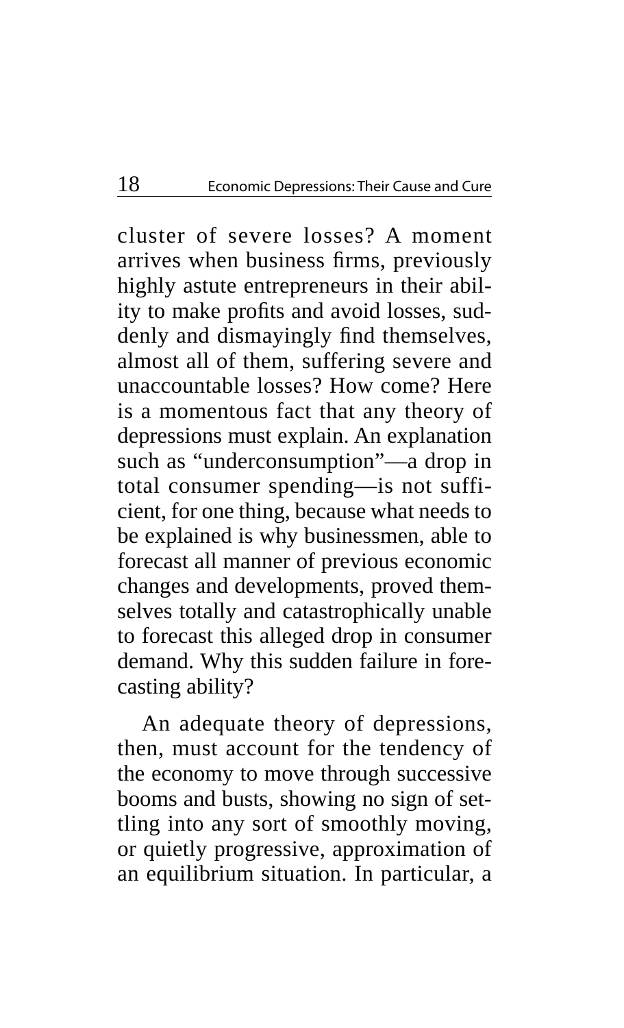cluster of severe losses? A moment arrives when business firms, previously highly astute entrepreneurs in their ability to make profits and avoid losses, suddenly and dismayingly find themselves, almost all of them, suffering severe and unaccountable losses? How come? Here is a momentous fact that any theory of depressions must explain. An explanation such as "underconsumption"—a drop in total consumer spending—is not sufficient, for one thing, because what needs to be explained is why businessmen, able to forecast all manner of previous economic changes and developments, proved themselves totally and catastrophically unable to forecast this alleged drop in consumer demand. Why this sudden failure in forecasting ability?

An adequate theory of depressions, then, must account for the tendency of the economy to move through successive booms and busts, showing no sign of settling into any sort of smoothly moving, or quietly progressive, approximation of an equilibrium situation. In particular, a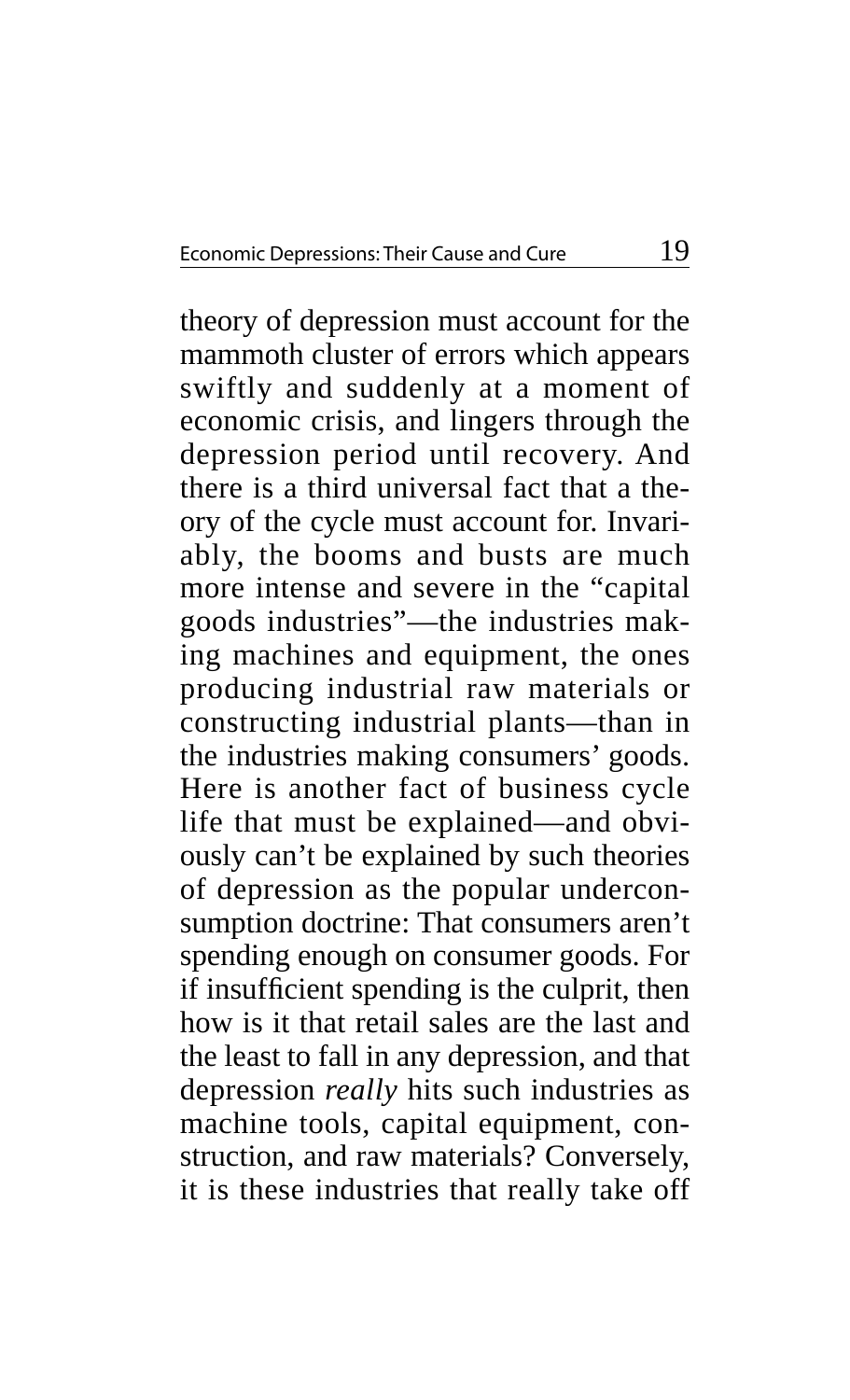theory of depression must account for the mammoth cluster of errors which appears swiftly and suddenly at a moment of economic crisis, and lingers through the depression period until recovery. And there is a third universal fact that a theory of the cycle must account for. Invariably, the booms and busts are much more intense and severe in the "capital goods industries"—the industries making machines and equipment, the ones producing industrial raw materials or constructing industrial plants—than in the industries making consumers' goods. Here is another fact of business cycle life that must be explained—and obviously can't be explained by such theories of depression as the popular underconsumption doctrine: That consumers aren't spending enough on consumer goods. For if insufficient spending is the culprit, then how is it that retail sales are the last and the least to fall in any depression, and that depression *really* hits such industries as machine tools, capital equipment, construction, and raw materials? Conversely, it is these industries that really take off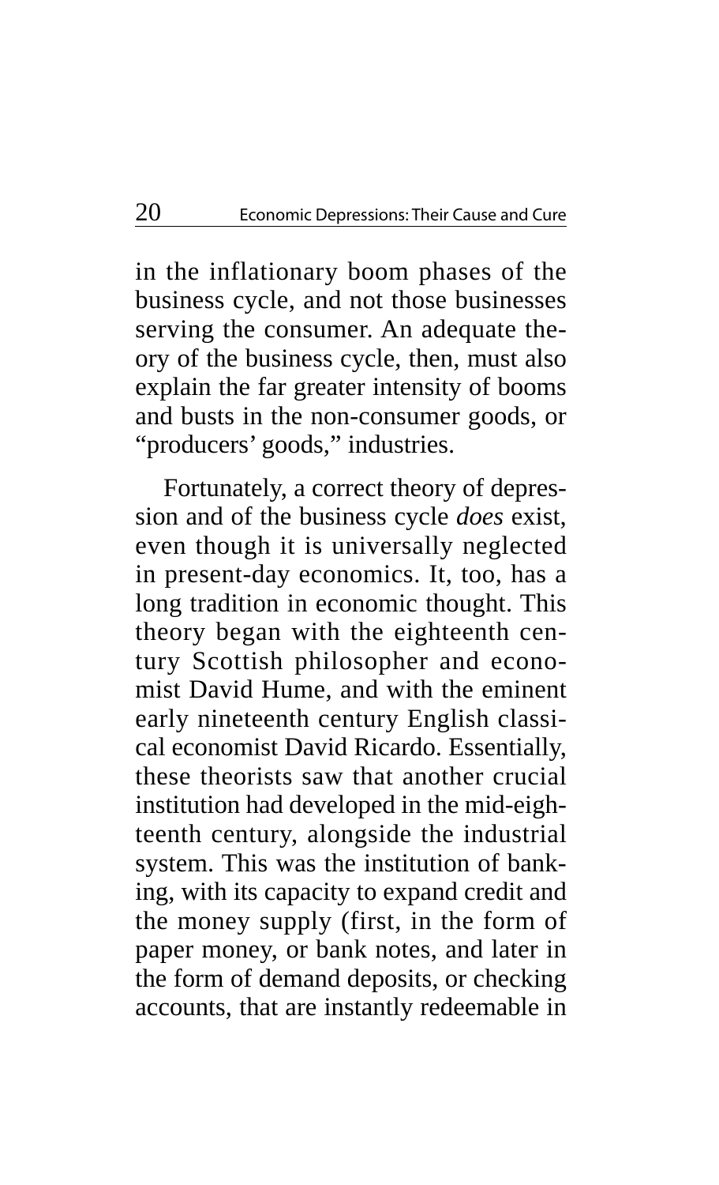in the inflationary boom phases of the business cycle, and not those businesses serving the consumer. An adequate theory of the business cycle, then, must also explain the far greater intensity of booms and busts in the non-consumer goods, or "producers' goods," industries.

Fortunately, a correct theory of depression and of the business cycle *does* exist, even though it is universally neglected in present-day economics. It, too, has a long tradition in economic thought. This theory began with the eighteenth century Scottish philosopher and economist David Hume, and with the eminent early nineteenth century English classical economist David Ricardo. Essentially, these theorists saw that another crucial institution had developed in the mid-eighteenth century, alongside the industrial system. This was the institution of banking, with its capacity to expand credit and the money supply (first, in the form of paper money, or bank notes, and later in the form of demand deposits, or checking accounts, that are instantly redeemable in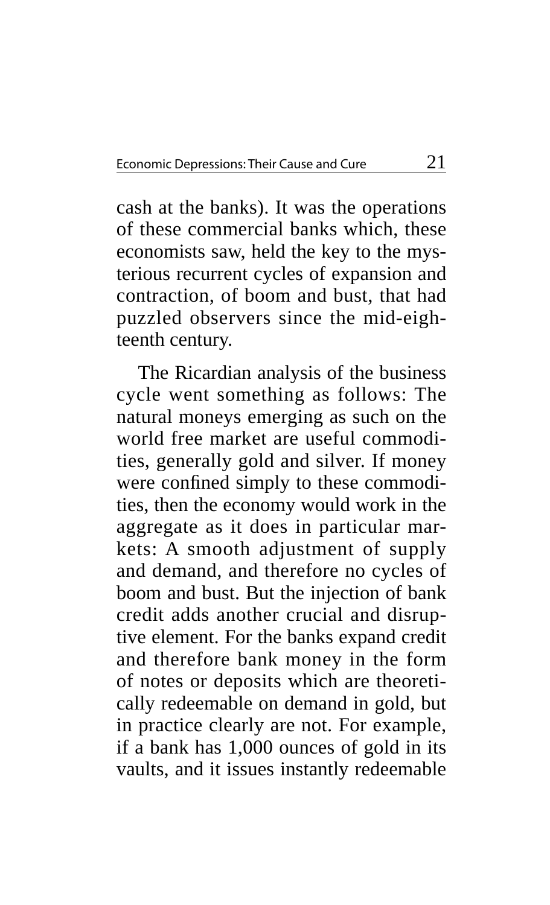cash at the banks). It was the operations of these commercial banks which, these economists saw, held the key to the mysterious recurrent cycles of expansion and contraction, of boom and bust, that had puzzled observers since the mid-eighteenth century.

The Ricardian analysis of the business cycle went something as follows: The natural moneys emerging as such on the world free market are useful commodities, generally gold and silver. If money were confined simply to these commodities, then the economy would work in the aggregate as it does in particular markets: A smooth adjustment of supply and demand, and therefore no cycles of boom and bust. But the injection of bank credit adds another crucial and disruptive element. For the banks expand credit and therefore bank money in the form of notes or deposits which are theoretically redeemable on demand in gold, but in practice clearly are not. For example, if a bank has 1,000 ounces of gold in its vaults, and it issues instantly redeemable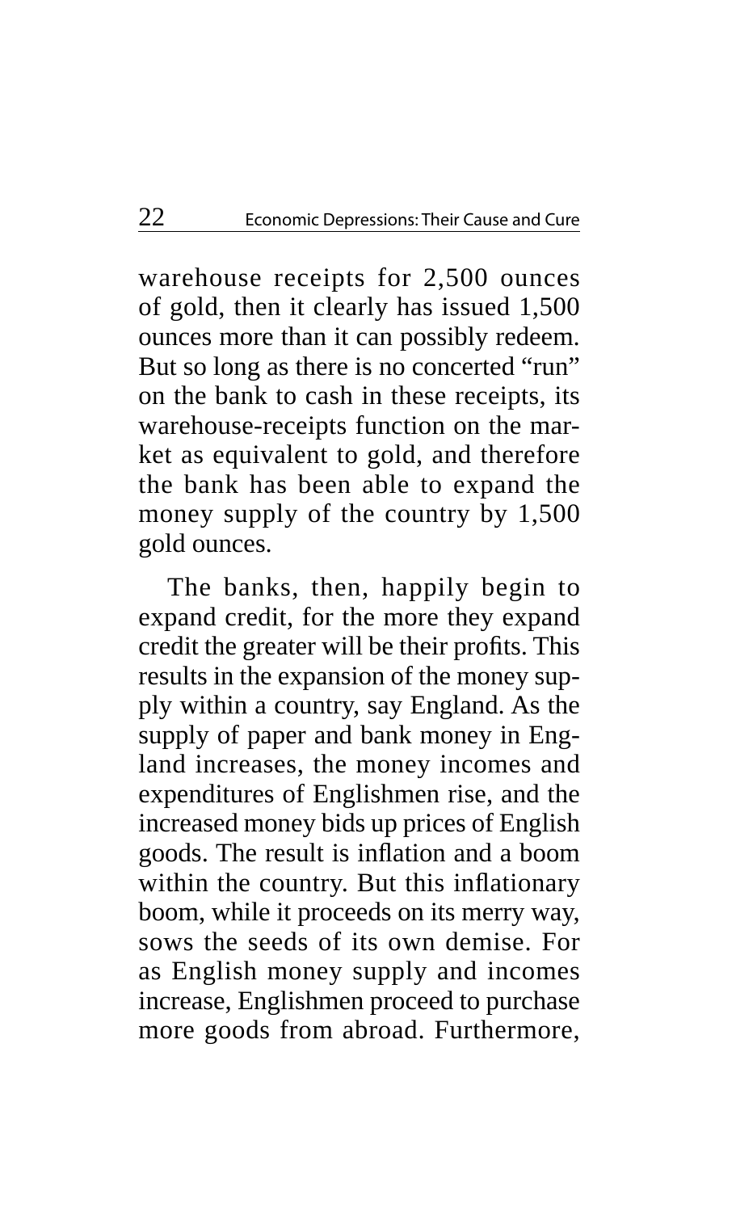warehouse receipts for 2,500 ounces of gold, then it clearly has issued 1,500 ounces more than it can possibly redeem. But so long as there is no concerted "run" on the bank to cash in these receipts, its warehouse-receipts function on the market as equivalent to gold, and therefore the bank has been able to expand the money supply of the country by 1,500 gold ounces.

The banks, then, happily begin to expand credit, for the more they expand credit the greater will be their profits. This results in the expansion of the money supply within a country, say England. As the supply of paper and bank money in England increases, the money incomes and expenditures of Englishmen rise, and the increased money bids up prices of English goods. The result is inflation and a boom within the country. But this inflationary boom, while it proceeds on its merry way, sows the seeds of its own demise. For as English money supply and incomes increase, Englishmen proceed to purchase more goods from abroad. Furthermore,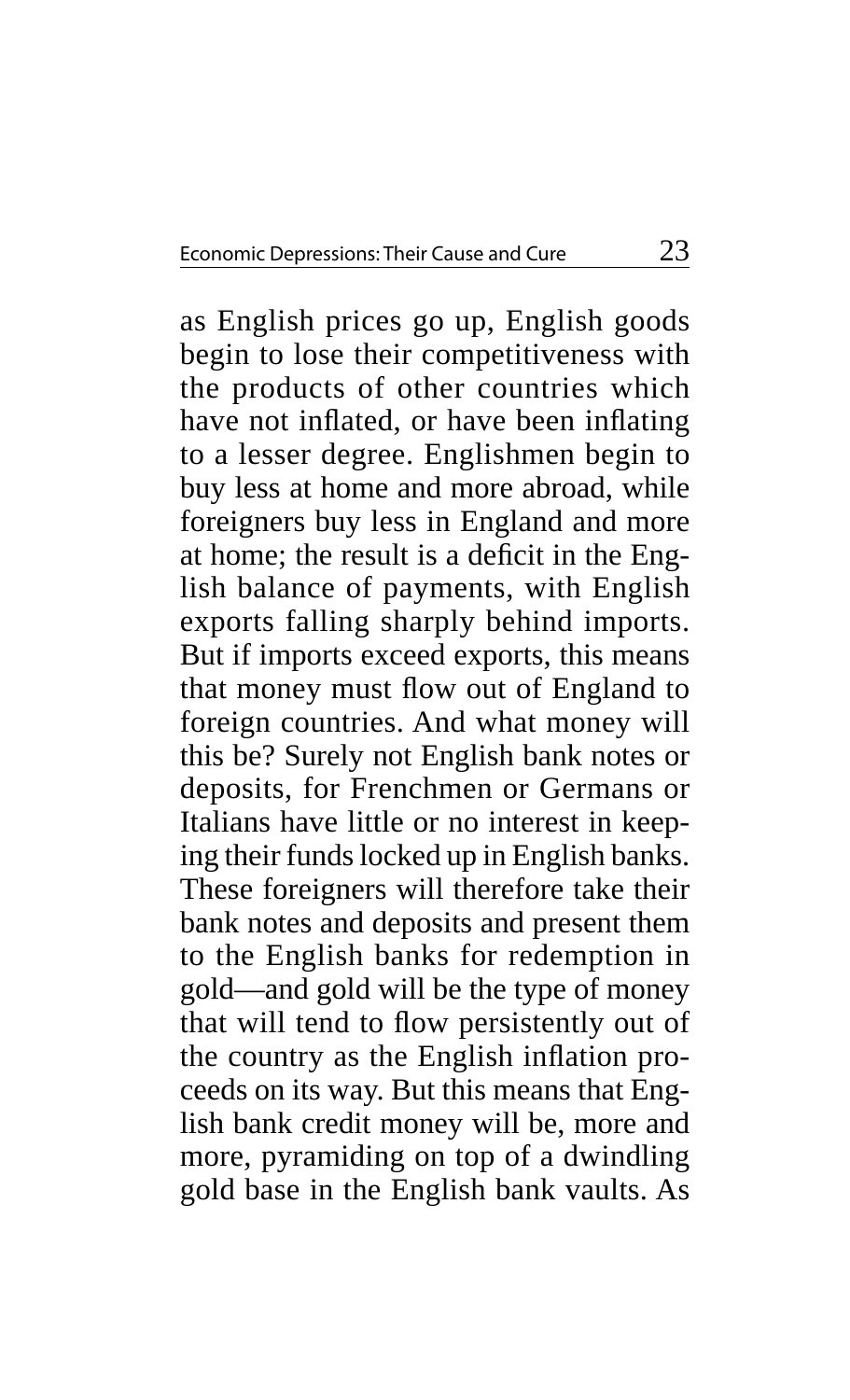as English prices go up, English goods begin to lose their competitiveness with the products of other countries which have not inflated, or have been inflating to a lesser degree. Englishmen begin to buy less at home and more abroad, while foreigners buy less in England and more at home; the result is a deficit in the English balance of payments, with English exports falling sharply behind imports. But if imports exceed exports, this means that money must flow out of England to foreign countries. And what money will this be? Surely not English bank notes or deposits, for Frenchmen or Germans or Italians have little or no interest in keeping their funds locked up in English banks. These foreigners will therefore take their bank notes and deposits and present them to the English banks for redemption in gold—and gold will be the type of money that will tend to flow persistently out of the country as the English inflation proceeds on its way. But this means that English bank credit money will be, more and more, pyramiding on top of a dwindling gold base in the English bank vaults. As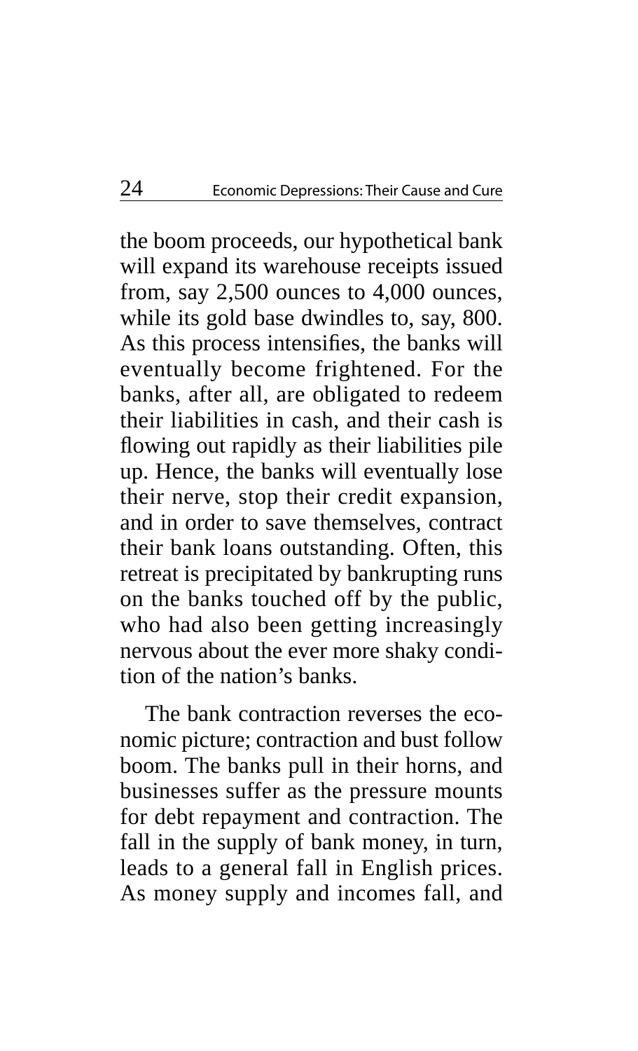the boom proceeds, our hypothetical bank will expand its warehouse receipts issued from, say 2,500 ounces to 4,000 ounces, while its gold base dwindles to, say, 800. As this process intensifies, the banks will eventually become frightened. For the banks, after all, are obligated to redeem their liabilities in cash, and their cash is flowing out rapidly as their liabilities pile up. Hence, the banks will eventually lose their nerve, stop their credit expansion, and in order to save themselves, contract their bank loans outstanding. Often, this retreat is precipitated by bankrupting runs on the banks touched off by the public, who had also been getting increasingly nervous about the ever more shaky condition of the nation's banks.

The bank contraction reverses the economic picture; contraction and bust follow boom. The banks pull in their horns, and businesses suffer as the pressure mounts for debt repayment and contraction. The fall in the supply of bank money, in turn, leads to a general fall in English prices. As money supply and incomes fall, and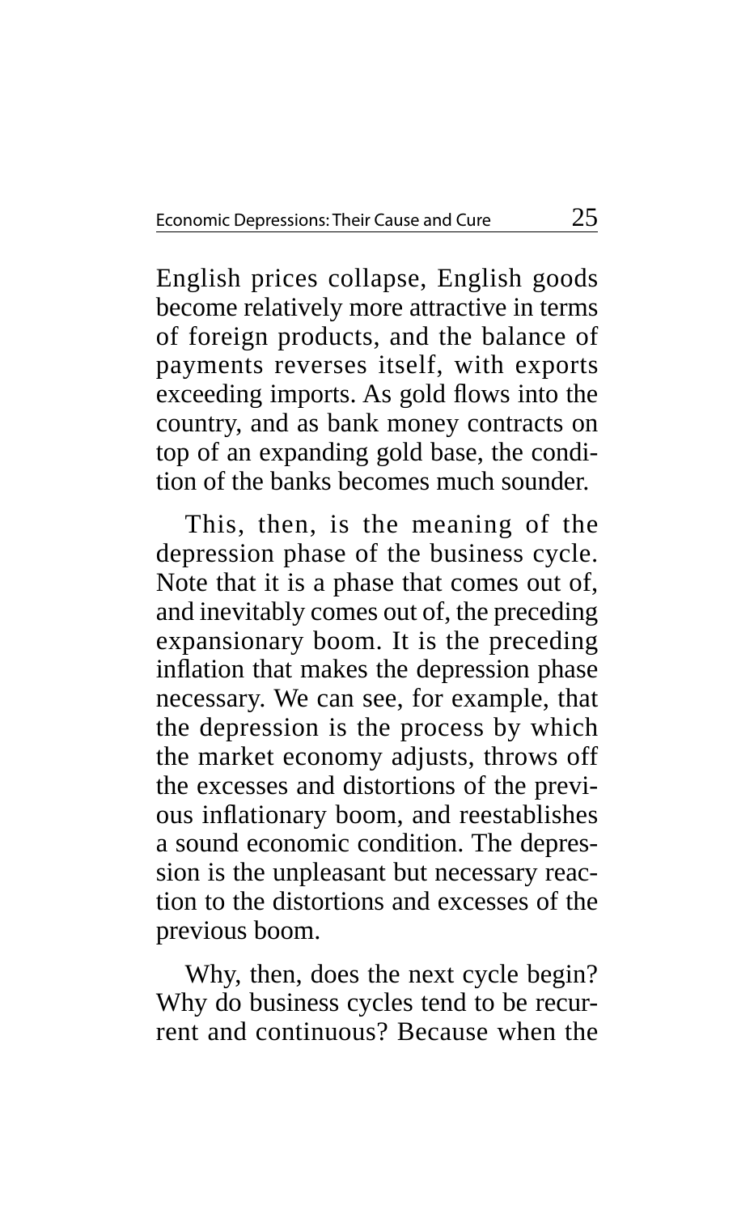English prices collapse, English goods become relatively more attractive in terms of foreign products, and the balance of payments reverses itself, with exports exceeding imports. As gold flows into the country, and as bank money contracts on top of an expanding gold base, the condition of the banks becomes much sounder.

This, then, is the meaning of the depression phase of the business cycle. Note that it is a phase that comes out of, and inevitably comes out of, the preceding expansionary boom. It is the preceding inflation that makes the depression phase necessary. We can see, for example, that the depression is the process by which the market economy adjusts, throws off the excesses and distortions of the previous inflationary boom, and reestablishes a sound economic condition. The depression is the unpleasant but necessary reaction to the distortions and excesses of the previous boom.

Why, then, does the next cycle begin? Why do business cycles tend to be recurrent and continuous? Because when the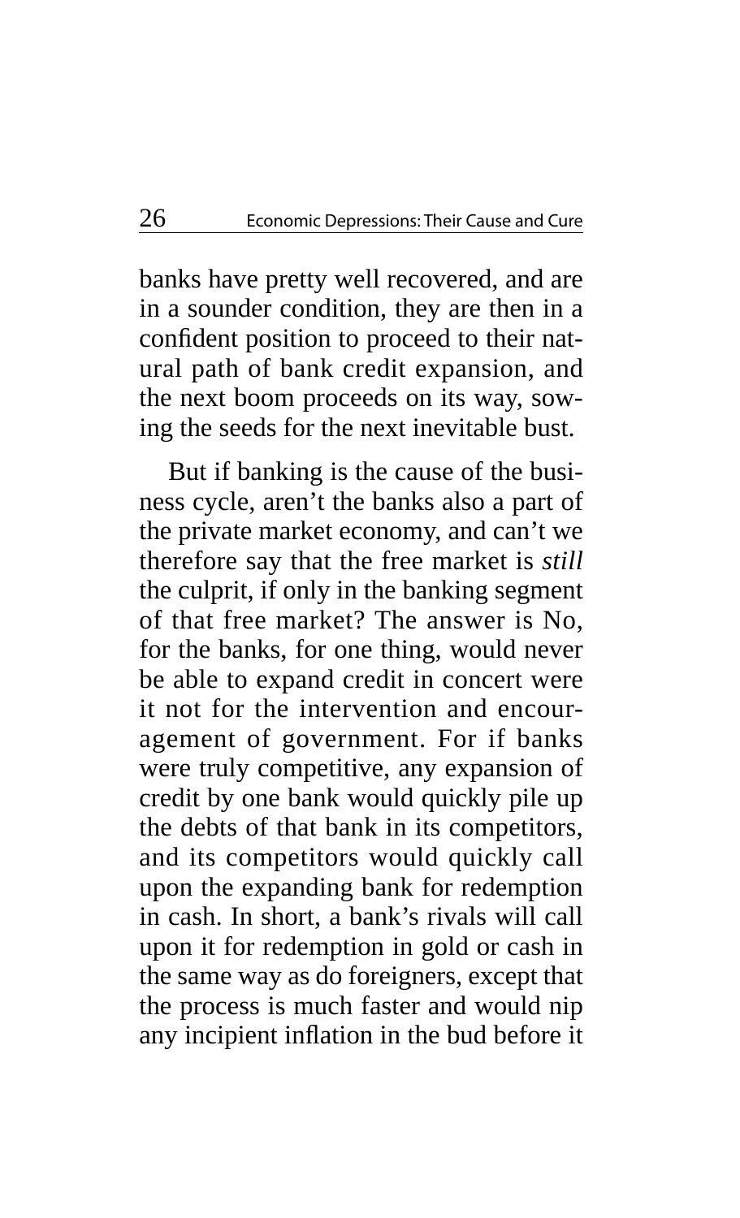banks have pretty well recovered, and are in a sounder condition, they are then in a confident position to proceed to their natural path of bank credit expansion, and the next boom proceeds on its way, sowing the seeds for the next inevitable bust.

But if banking is the cause of the business cycle, aren't the banks also a part of the private market economy, and can't we therefore say that the free market is *still* the culprit, if only in the banking segment of that free market? The answer is No, for the banks, for one thing, would never be able to expand credit in concert were it not for the intervention and encouragement of government. For if banks were truly competitive, any expansion of credit by one bank would quickly pile up the debts of that bank in its competitors, and its competitors would quickly call upon the expanding bank for redemption in cash. In short, a bank's rivals will call upon it for redemption in gold or cash in the same way as do foreigners, except that the process is much faster and would nip any incipient inflation in the bud before it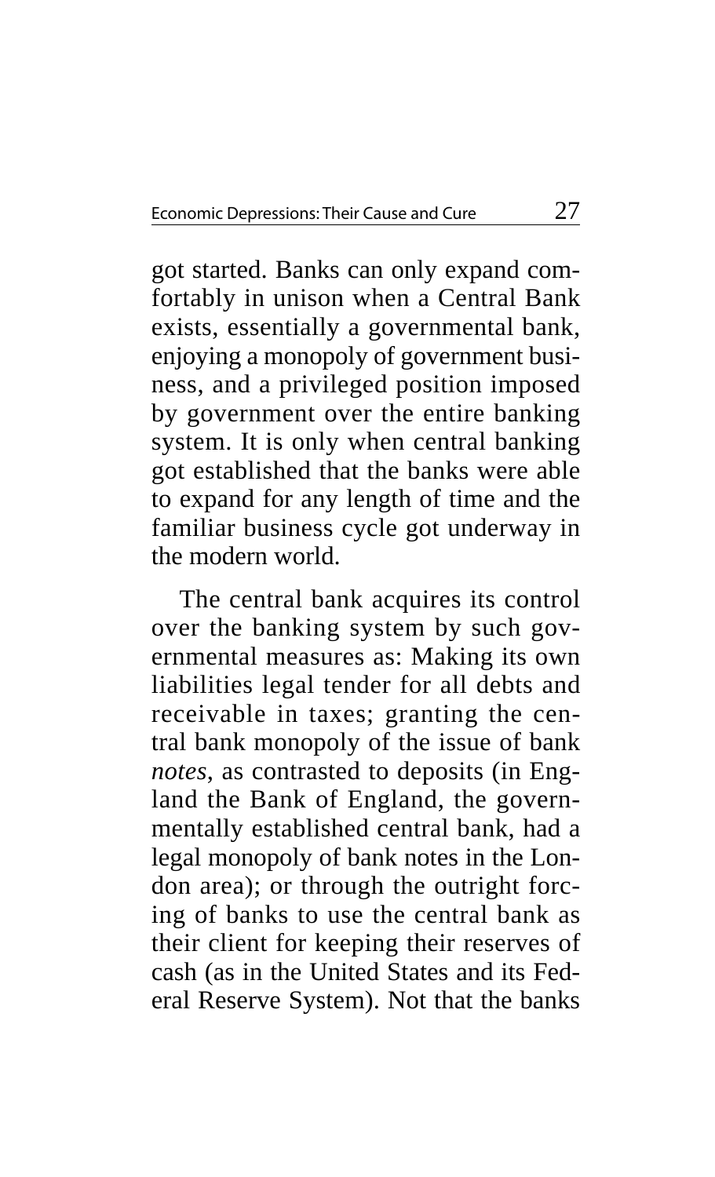got started. Banks can only expand comfortably in unison when a Central Bank exists, essentially a governmental bank, enjoying a monopoly of government business, and a privileged position imposed by government over the entire banking system. It is only when central banking got established that the banks were able to expand for any length of time and the familiar business cycle got underway in the modern world.

The central bank acquires its control over the banking system by such governmental measures as: Making its own liabilities legal tender for all debts and receivable in taxes; granting the central bank monopoly of the issue of bank *notes*, as contrasted to deposits (in England the Bank of England, the governmentally established central bank, had a legal monopoly of bank notes in the London area); or through the outright forcing of banks to use the central bank as their client for keeping their reserves of cash (as in the United States and its Federal Reserve System). Not that the banks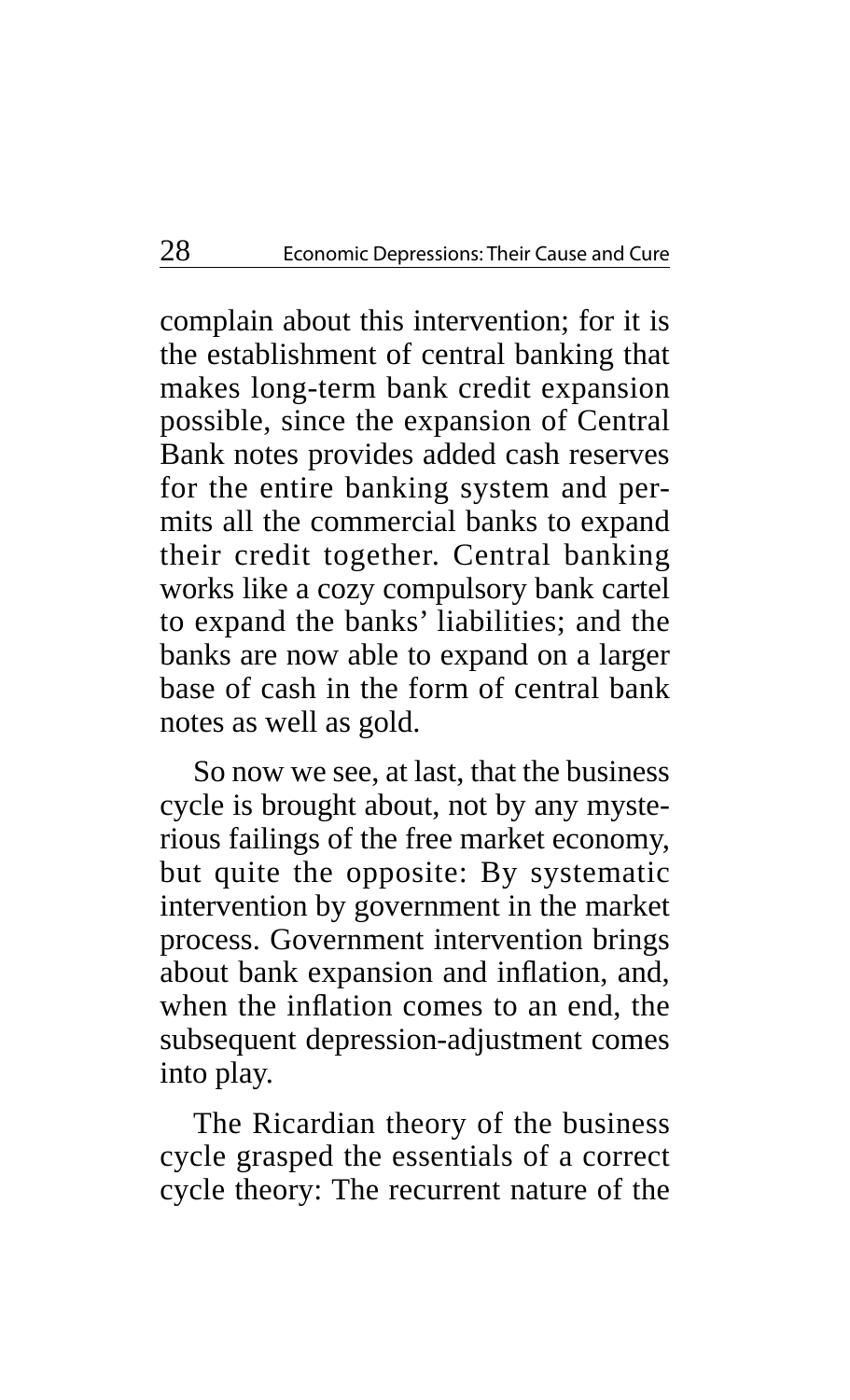complain about this intervention; for it is the establishment of central banking that makes long-term bank credit expansion possible, since the expansion of Central Bank notes provides added cash reserves for the entire banking system and permits all the commercial banks to expand their credit together. Central banking works like a cozy compulsory bank cartel to expand the banks' liabilities; and the banks are now able to expand on a larger base of cash in the form of central bank notes as well as gold.

So now we see, at last, that the business cycle is brought about, not by any mysterious failings of the free market economy, but quite the opposite: By systematic intervention by government in the market process. Government intervention brings about bank expansion and inflation, and, when the inflation comes to an end, the subsequent depression-adjustment comes into play.

The Ricardian theory of the business cycle grasped the essentials of a correct cycle theory: The recurrent nature of the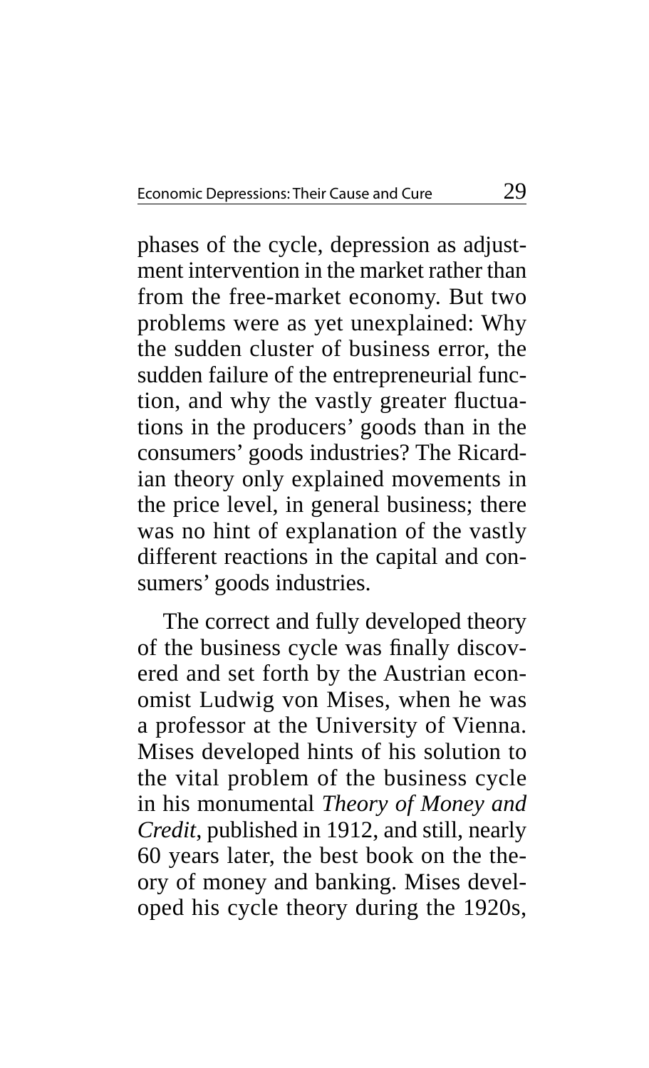phases of the cycle, depression as adjustment intervention in the market rather than from the free-market economy. But two problems were as yet unexplained: Why the sudden cluster of business error, the sudden failure of the entrepreneurial function, and why the vastly greater fluctuations in the producers' goods than in the consumers' goods industries? The Ricardian theory only explained movements in the price level, in general business; there was no hint of explanation of the vastly different reactions in the capital and consumers' goods industries.

The correct and fully developed theory of the business cycle was finally discovered and set forth by the Austrian economist Ludwig von Mises, when he was a professor at the University of Vienna. Mises developed hints of his solution to the vital problem of the business cycle in his monumental *Theory of Money and Credit*, published in 1912, and still, nearly 60 years later, the best book on the theory of money and banking. Mises developed his cycle theory during the 1920s,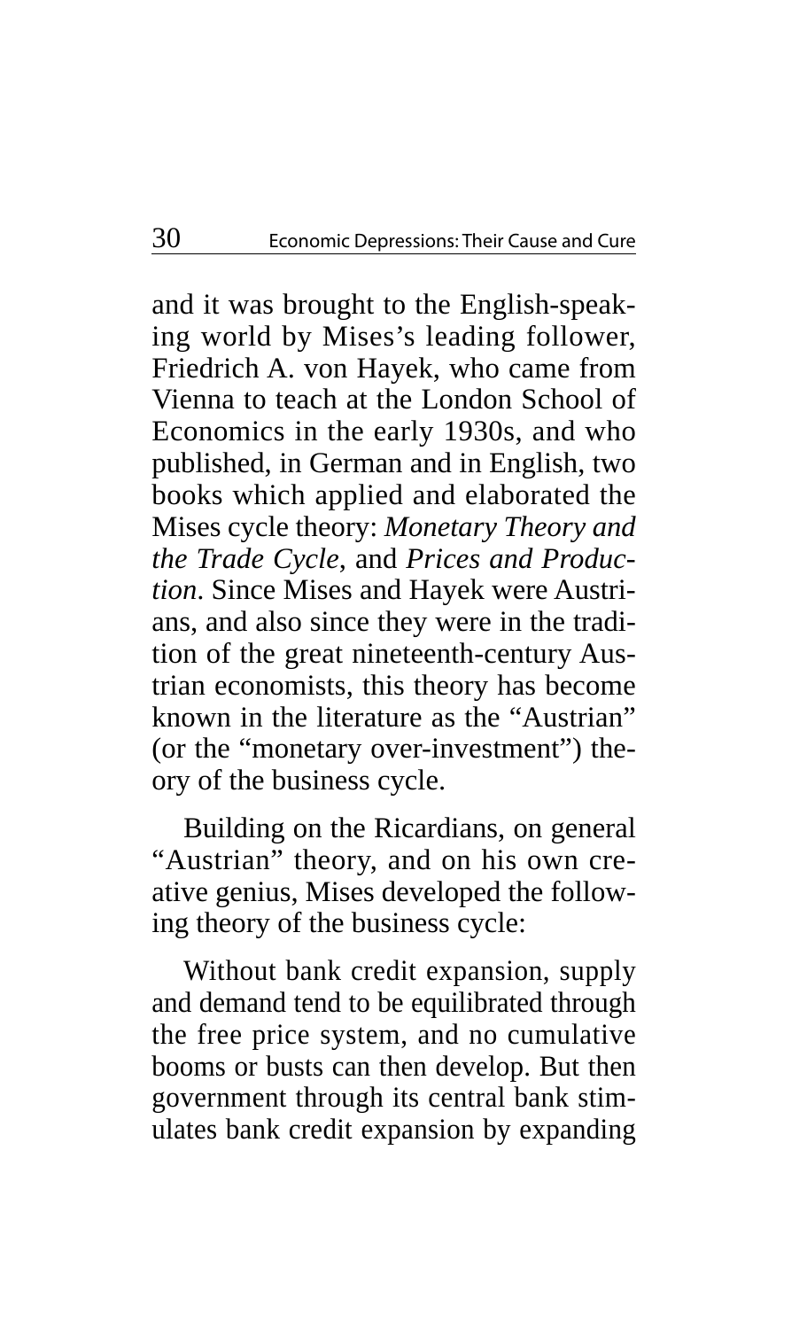and it was brought to the English-speaking world by Mises's leading follower, Friedrich A. von Hayek, who came from Vienna to teach at the London School of Economics in the early 1930s, and who published, in German and in English, two books which applied and elaborated the Mises cycle theory: *Monetary Theory and the Trade Cycle*, and *Prices and Production*. Since Mises and Hayek were Austrians, and also since they were in the tradition of the great nineteenth-century Austrian economists, this theory has become known in the literature as the "Austrian" (or the "monetary over-investment") theory of the business cycle.

Building on the Ricardians, on general "Austrian" theory, and on his own creative genius, Mises developed the following theory of the business cycle:

Without bank credit expansion, supply and demand tend to be equilibrated through the free price system, and no cumulative booms or busts can then develop. But then government through its central bank stimulates bank credit expansion by expanding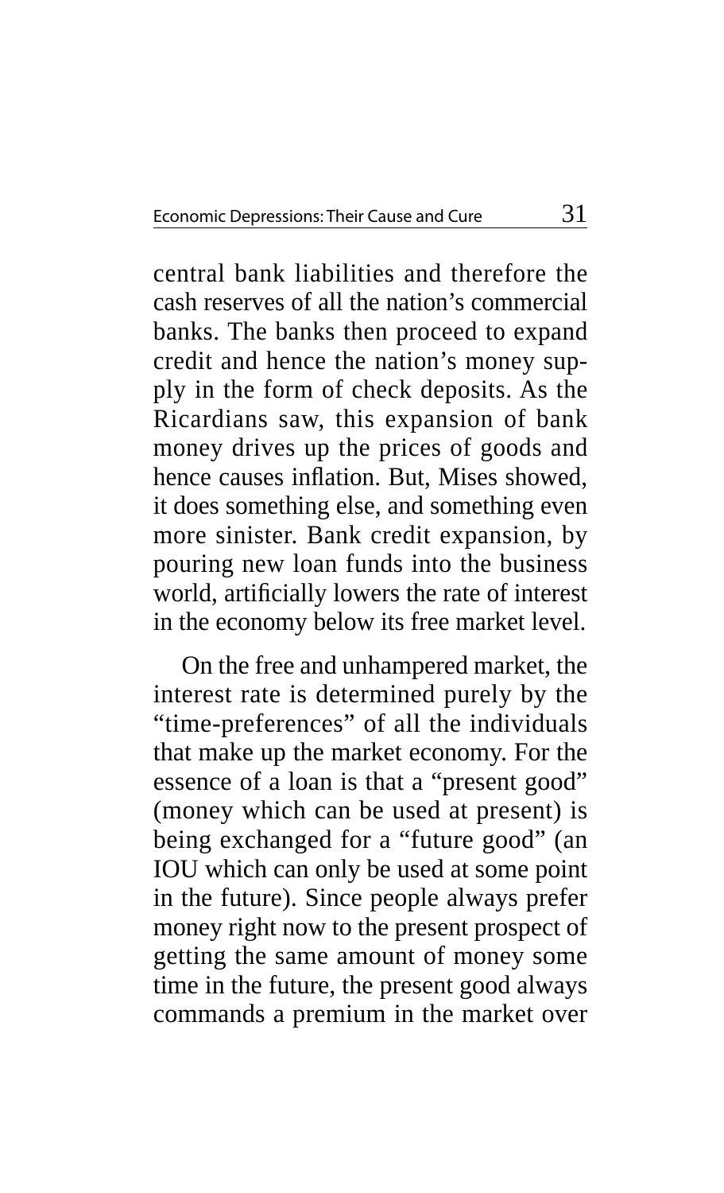central bank liabilities and therefore the cash reserves of all the nation's commercial banks. The banks then proceed to expand credit and hence the nation's money supply in the form of check deposits. As the Ricardians saw, this expansion of bank money drives up the prices of goods and hence causes inflation. But, Mises showed, it does something else, and something even more sinister. Bank credit expansion, by pouring new loan funds into the business world, artificially lowers the rate of interest in the economy below its free market level.

On the free and unhampered market, the interest rate is determined purely by the "time-preferences" of all the individuals that make up the market economy. For the essence of a loan is that a "present good" (money which can be used at present) is being exchanged for a "future good" (an IOU which can only be used at some point in the future). Since people always prefer money right now to the present prospect of getting the same amount of money some time in the future, the present good always commands a premium in the market over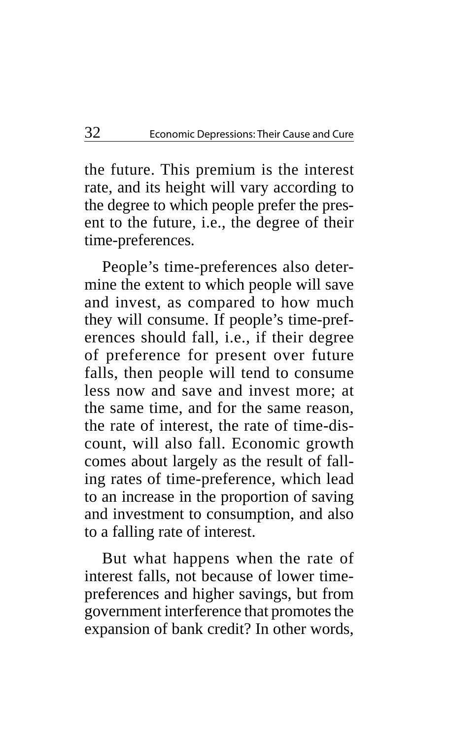the future. This premium is the interest rate, and its height will vary according to the degree to which people prefer the present to the future, i.e., the degree of their time-preferences.

People's time-preferences also determine the extent to which people will save and invest, as compared to how much they will consume. If people's time-preferences should fall, i.e., if their degree of preference for present over future falls, then people will tend to consume less now and save and invest more; at the same time, and for the same reason, the rate of interest, the rate of time-discount, will also fall. Economic growth comes about largely as the result of falling rates of time-preference, which lead to an increase in the proportion of saving and investment to consumption, and also to a falling rate of interest.

But what happens when the rate of interest falls, not because of lower time-preferences and higher savings, but from government interference that promotes the expansion of bank credit? In other words,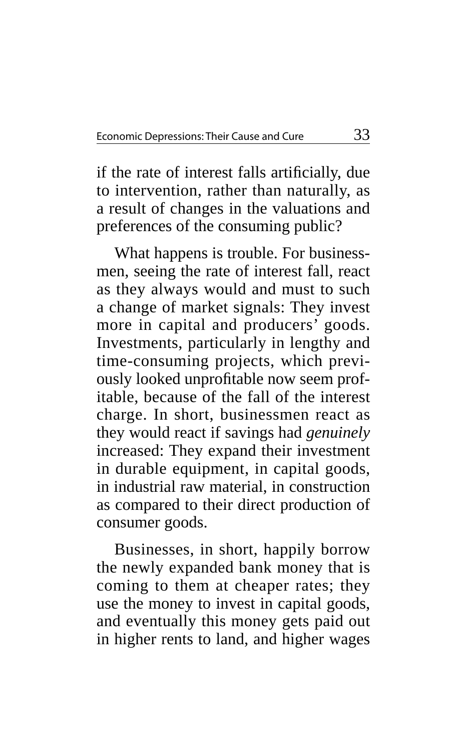if the rate of interest falls artificially, due to intervention, rather than naturally, as a result of changes in the valuations and preferences of the consuming public?

What happens is trouble. For businessmen, seeing the rate of interest fall, react as they always would and must to such a change of market signals: They invest more in capital and producers' goods. Investments, particularly in lengthy and time-consuming projects, which previously looked unprofitable now seem profitable, because of the fall of the interest charge. In short, businessmen react as they would react if savings had *genuinely* increased: They expand their investment in durable equipment, in capital goods, in industrial raw material, in construction as compared to their direct production of consumer goods.

Businesses, in short, happily borrow the newly expanded bank money that is coming to them at cheaper rates; they use the money to invest in capital goods, and eventually this money gets paid out in higher rents to land, and higher wages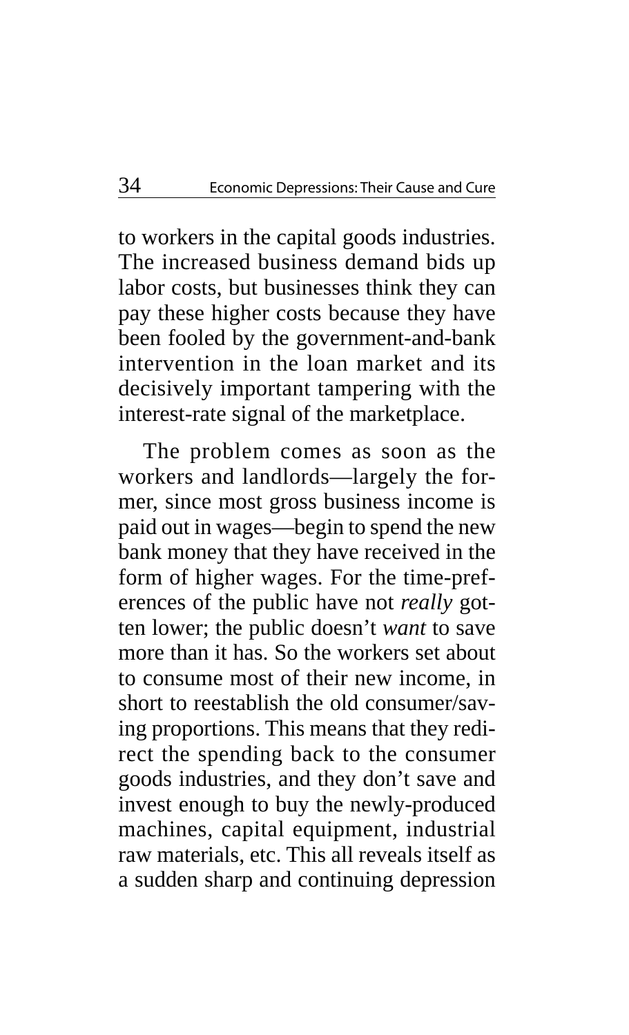to workers in the capital goods industries. The increased business demand bids up labor costs, but businesses think they can pay these higher costs because they have been fooled by the government-and-bank intervention in the loan market and its decisively important tampering with the interest-rate signal of the marketplace.

The problem comes as soon as the workers and landlords—largely the former, since most gross business income is paid out in wages—begin to spend the new bank money that they have received in the form of higher wages. For the time-preferences of the public have not *really* gotten lower; the public doesn't *want* to save more than it has. So the workers set about to consume most of their new income, in short to reestablish the old consumer/saving proportions. This means that they redirect the spending back to the consumer goods industries, and they don't save and invest enough to buy the newly-produced machines, capital equipment, industrial raw materials, etc. This all reveals itself as a sudden sharp and continuing depression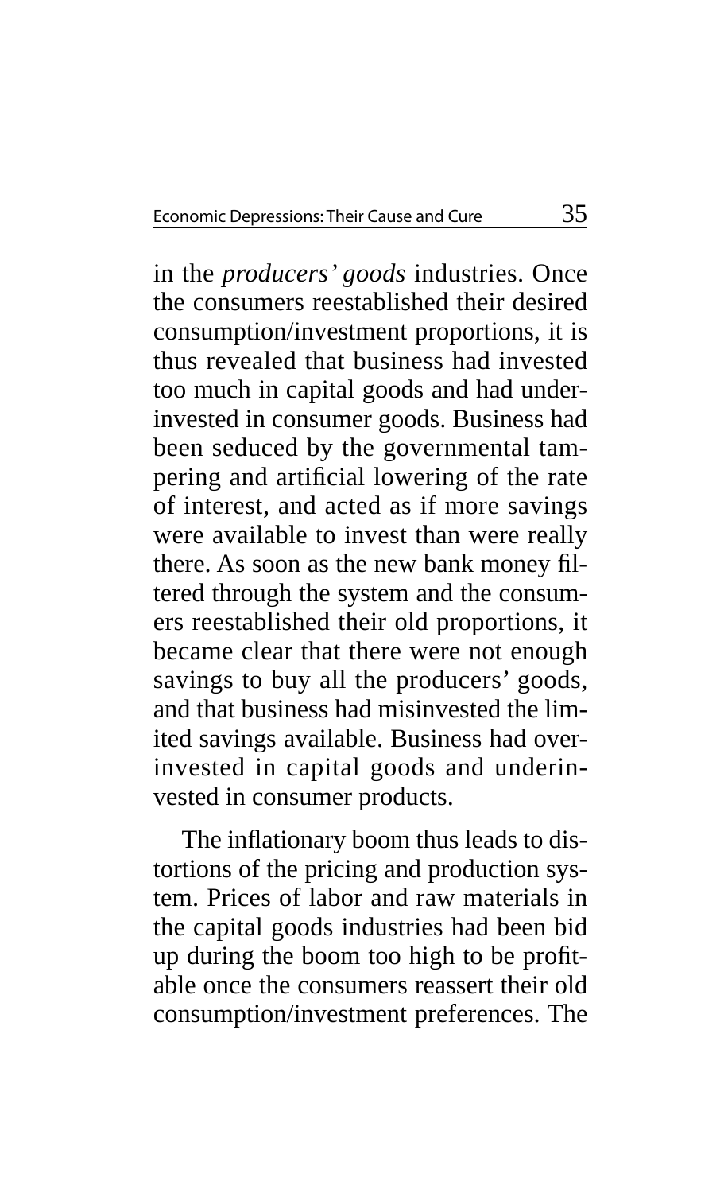in the *producers' goods* industries. Once the consumers reestablished their desired consumption/investment proportions, it is thus revealed that business had invested too much in capital goods and had underinvested in consumer goods. Business had been seduced by the governmental tampering and artificial lowering of the rate of interest, and acted as if more savings were available to invest than were really there. As soon as the new bank money filtered through the system and the consumers reestablished their old proportions, it became clear that there were not enough savings to buy all the producers' goods, and that business had misinvested the limited savings available. Business had overinvested in capital goods and underinvested in consumer products.

The inflationary boom thus leads to distortions of the pricing and production system. Prices of labor and raw materials in the capital goods industries had been bid up during the boom too high to be profitable once the consumers reassert their old consumption/investment preferences. The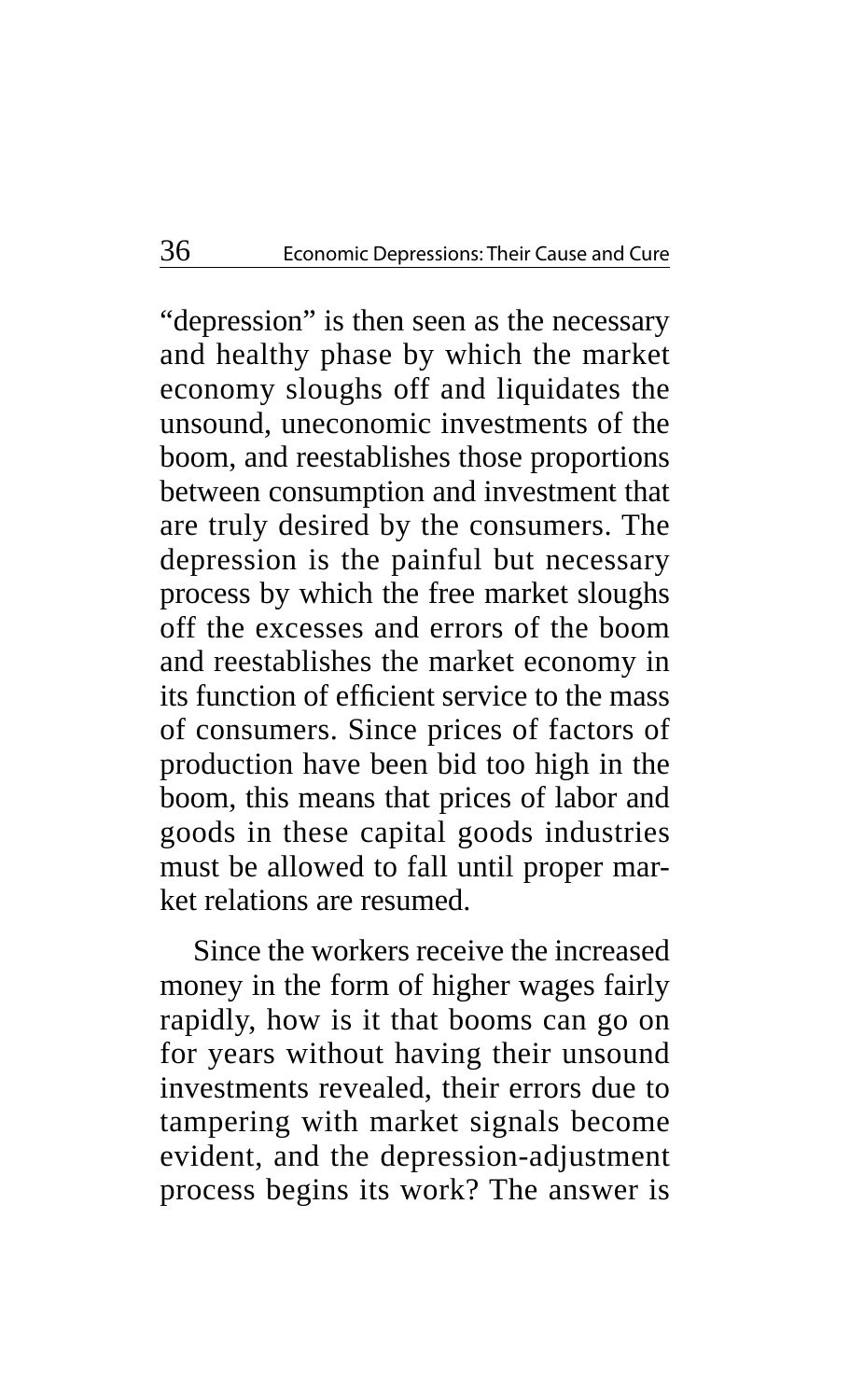"depression" is then seen as the necessary and healthy phase by which the market economy sloughs off and liquidates the unsound, uneconomic investments of the boom, and reestablishes those proportions between consumption and investment that are truly desired by the consumers. The depression is the painful but necessary process by which the free market sloughs off the excesses and errors of the boom and reestablishes the market economy in its function of efficient service to the mass of consumers. Since prices of factors of production have been bid too high in the boom, this means that prices of labor and goods in these capital goods industries must be allowed to fall until proper market relations are resumed.

Since the workers receive the increased money in the form of higher wages fairly rapidly, how is it that booms can go on for years without having their unsound investments revealed, their errors due to tampering with market signals become evident, and the depression-adjustment process begins its work? The answer is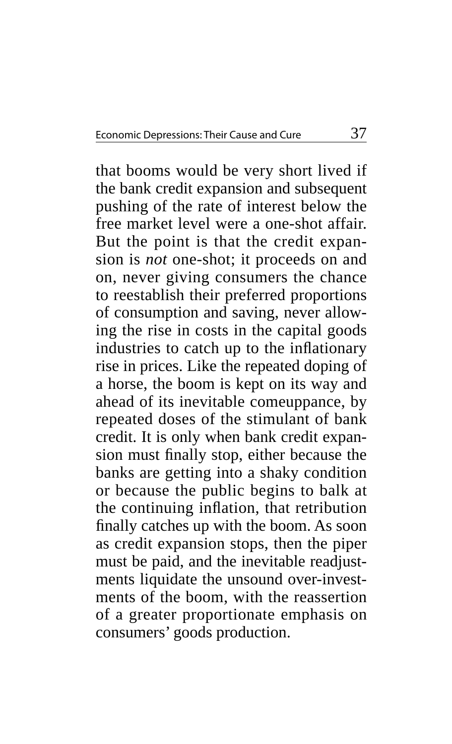that booms would be very short lived if the bank credit expansion and subsequent pushing of the rate of interest below the free market level were a one-shot affair. But the point is that the credit expansion is *not* one-shot; it proceeds on and on, never giving consumers the chance to reestablish their preferred proportions of consumption and saving, never allowing the rise in costs in the capital goods industries to catch up to the inflationary rise in prices. Like the repeated doping of a horse, the boom is kept on its way and ahead of its inevitable comeuppance, by repeated doses of the stimulant of bank credit. It is only when bank credit expansion must finally stop, either because the banks are getting into a shaky condition or because the public begins to balk at the continuing inflation, that retribution finally catches up with the boom. As soon as credit expansion stops, then the piper must be paid, and the inevitable readjustments liquidate the unsound over-investments of the boom, with the reassertion of a greater proportionate emphasis on consumers' goods production.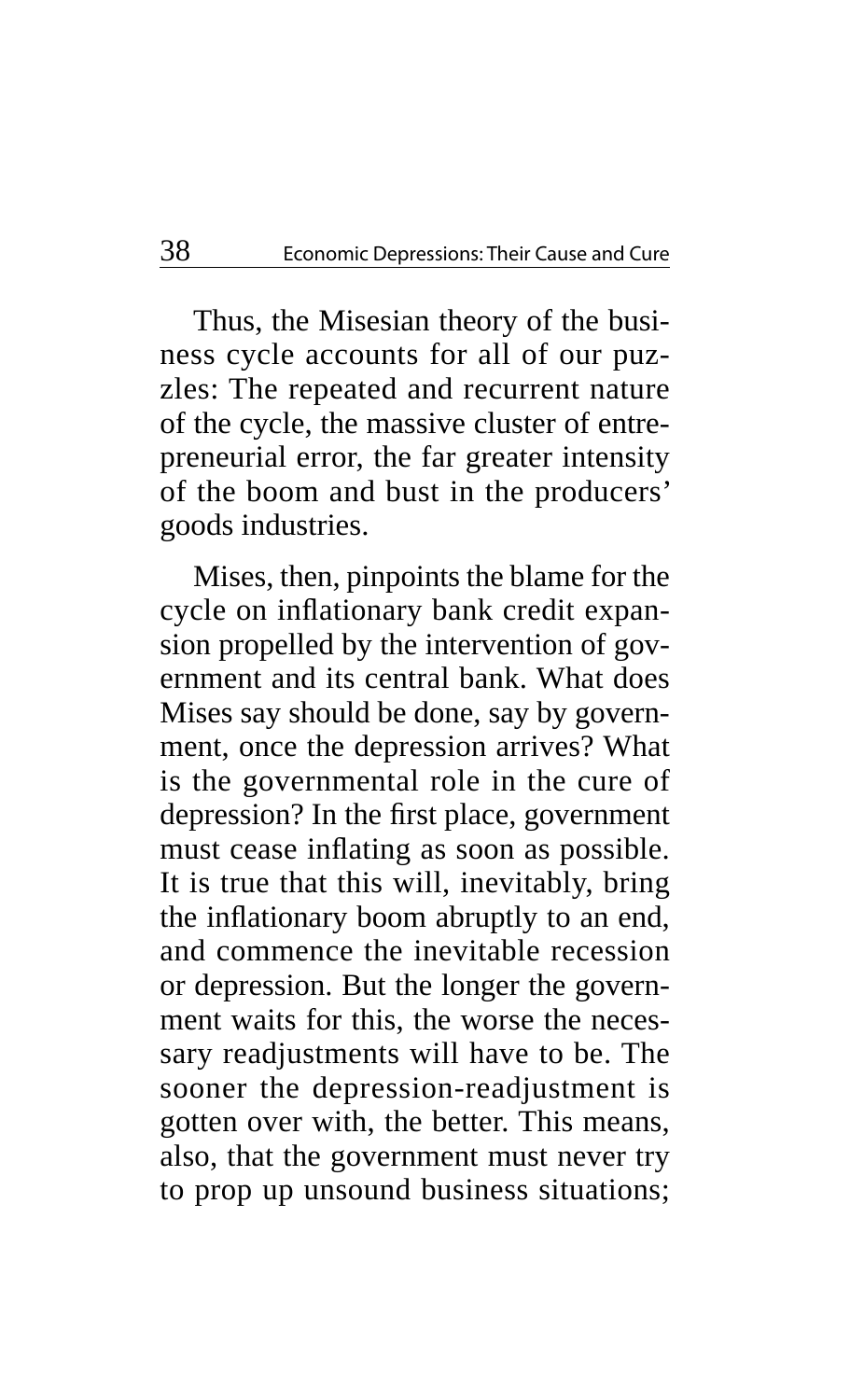Thus, the Misesian theory of the business cycle accounts for all of our puzzles: The repeated and recurrent nature of the cycle, the massive cluster of entrepreneurial error, the far greater intensity of the boom and bust in the producers' goods industries.

Mises, then, pinpoints the blame for the cycle on inflationary bank credit expansion propelled by the intervention of government and its central bank. What does Mises say should be done, say by government, once the depression arrives? What is the governmental role in the cure of depression? In the first place, government must cease inflating as soon as possible. It is true that this will, inevitably, bring the inflationary boom abruptly to an end, and commence the inevitable recession or depression. But the longer the government waits for this, the worse the necessary readjustments will have to be. The sooner the depression-readjustment is gotten over with, the better. This means, also, that the government must never try to prop up unsound business situations;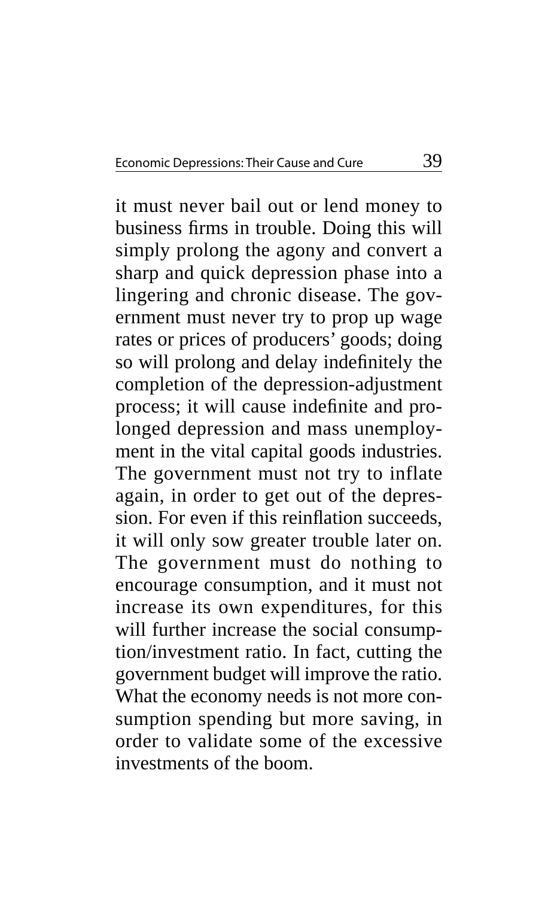it must never bail out or lend money to business firms in trouble. Doing this will simply prolong the agony and convert a sharp and quick depression phase into a lingering and chronic disease. The government must never try to prop up wage rates or prices of producers' goods; doing so will prolong and delay indefinitely the completion of the depression-adjustment process; it will cause indefinite and prolonged depression and mass unemployment in the vital capital goods industries. The government must not try to inflate again, in order to get out of the depression. For even if this reinflation succeeds, it will only sow greater trouble later on. The government must do nothing to encourage consumption, and it must not increase its own expenditures, for this will further increase the social consumption/investment ratio. In fact, cutting the government budget will improve the ratio. What the economy needs is not more consumption spending but more saving, in order to validate some of the excessive investments of the boom.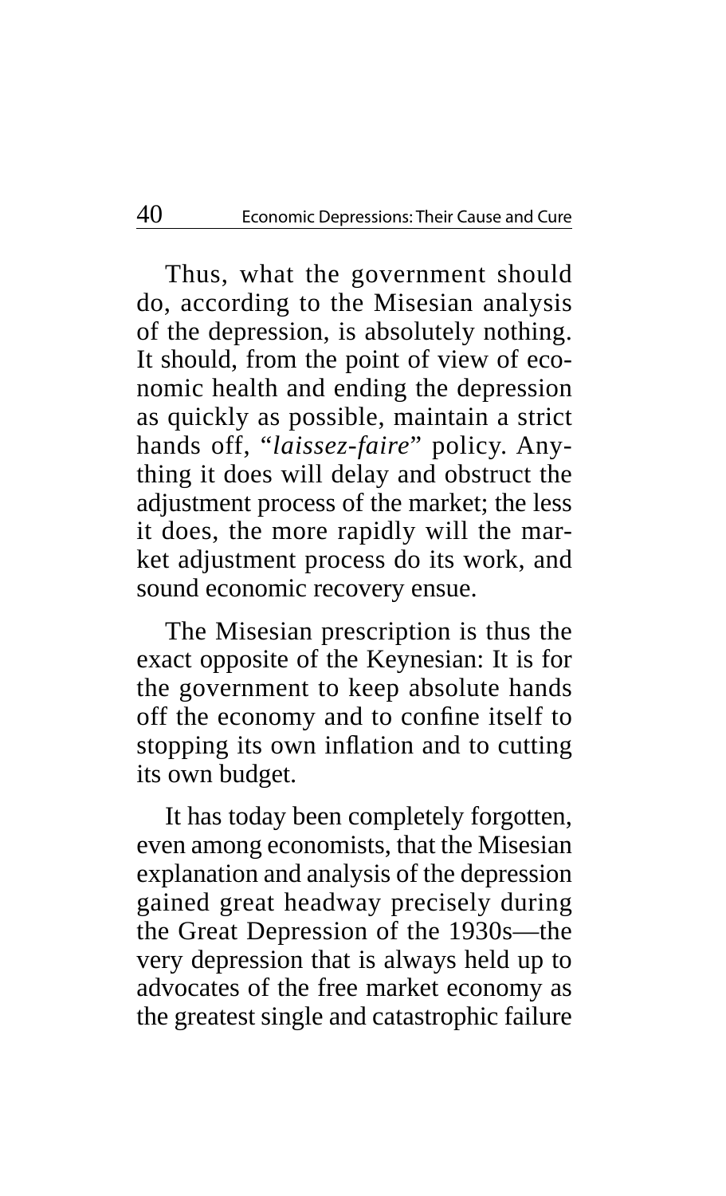Thus, what the government should do, according to the Misesian analysis of the depression, is absolutely nothing. It should, from the point of view of economic health and ending the depression as quickly as possible, maintain a strict hands off, "*laissez-faire*" policy. Anything it does will delay and obstruct the adjustment process of the market; the less it does, the more rapidly will the market adjustment process do its work, and sound economic recovery ensue.

The Misesian prescription is thus the exact opposite of the Keynesian: It is for the government to keep absolute hands off the economy and to confine itself to stopping its own inflation and to cutting its own budget.

It has today been completely forgotten, even among economists, that the Misesian explanation and analysis of the depression gained great headway precisely during the Great Depression of the 1930s—the very depression that is always held up to advocates of the free market economy as the greatest single and catastrophic failure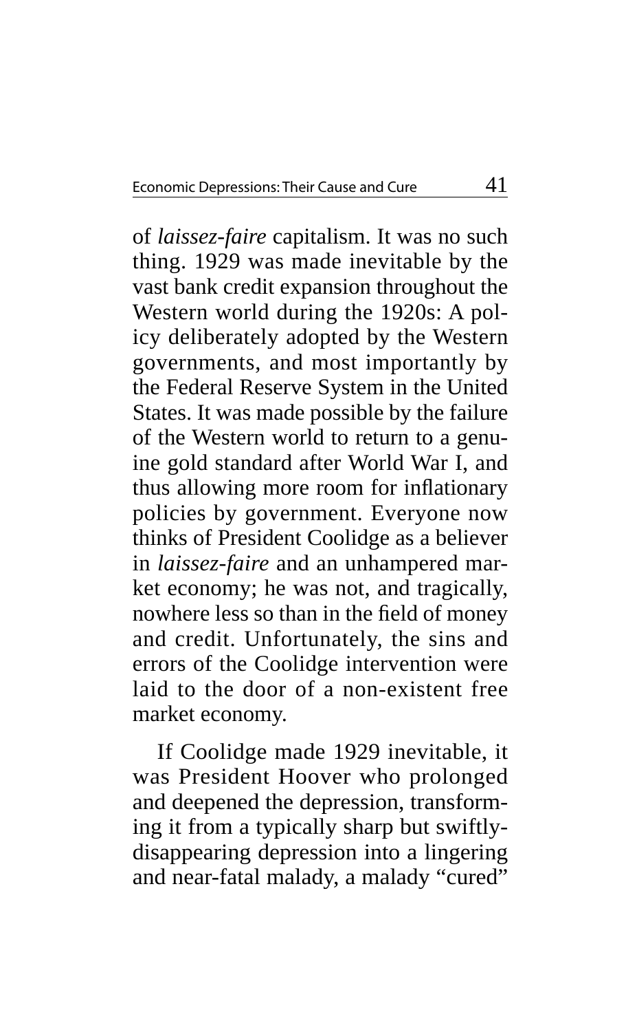of *laissez-faire* capitalism. It was no such thing. 1929 was made inevitable by the vast bank credit expansion throughout the Western world during the 1920s: A policy deliberately adopted by the Western governments, and most importantly by the Federal Reserve System in the United States. It was made possible by the failure of the Western world to return to a genuine gold standard after World War I, and thus allowing more room for inflationary policies by government. Everyone now thinks of President Coolidge as a believer in *laissez-faire* and an unhampered market economy; he was not, and tragically, nowhere less so than in the field of money and credit. Unfortunately, the sins and errors of the Coolidge intervention were laid to the door of a non-existent free market economy.

If Coolidge made 1929 inevitable, it was President Hoover who prolonged and deepened the depression, transforming it from a typically sharp but swiftly-disappearing depression into a lingering and near-fatal malady, a malady "cured"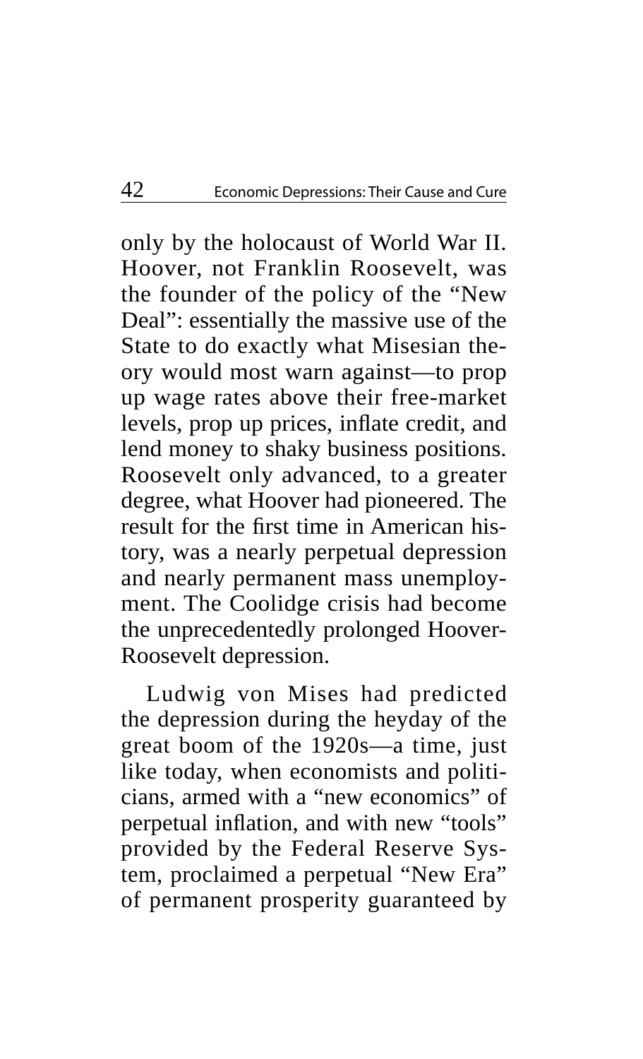only by the holocaust of World War II. Hoover, not Franklin Roosevelt, was the founder of the policy of the "New Deal": essentially the massive use of the State to do exactly what Misesian theory would most warn against—to prop up wage rates above their free-market levels, prop up prices, inflate credit, and lend money to shaky business positions. Roosevelt only advanced, to a greater degree, what Hoover had pioneered. The result for the first time in American history, was a nearly perpetual depression and nearly permanent mass unemployment. The Coolidge crisis had become the unprecedentedly prolonged Hoover-Roosevelt depression.

Ludwig von Mises had predicted the depression during the heyday of the great boom of the 1920s—a time, just like today, when economists and politicians, armed with a "new economics" of perpetual inflation, and with new "tools" provided by the Federal Reserve System, proclaimed a perpetual "New Era" of permanent prosperity guaranteed by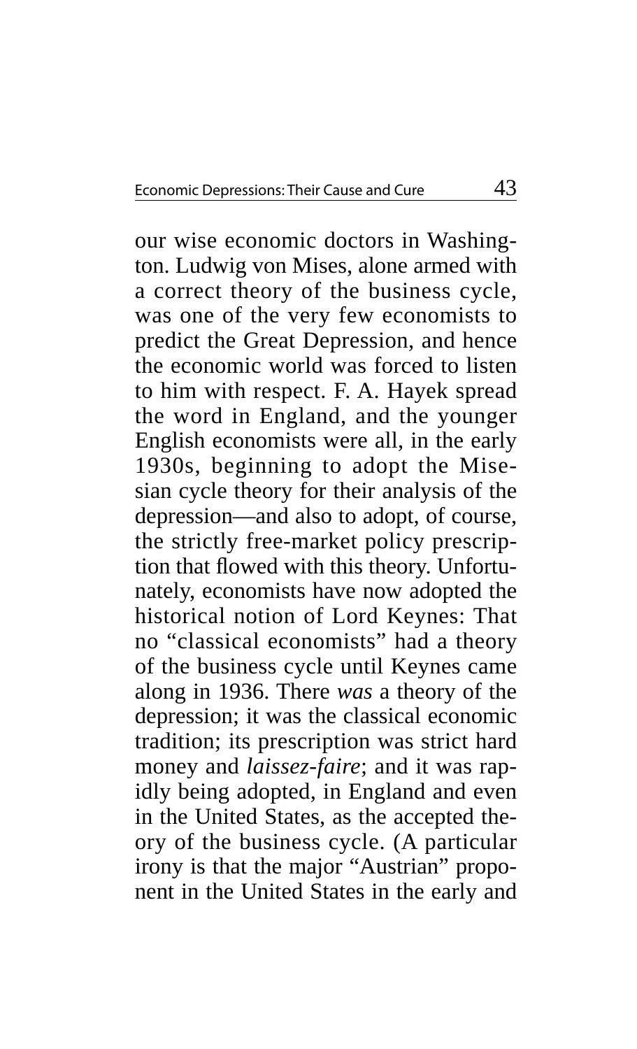our wise economic doctors in Washington. Ludwig von Mises, alone armed with a correct theory of the business cycle, was one of the very few economists to predict the Great Depression, and hence the economic world was forced to listen to him with respect. F. A. Hayek spread the word in England, and the younger English economists were all, in the early 1930s, beginning to adopt the Misesian cycle theory for their analysis of the depression—and also to adopt, of course, the strictly free-market policy prescription that flowed with this theory. Unfortunately, economists have now adopted the historical notion of Lord Keynes: That no "classical economists" had a theory of the business cycle until Keynes came along in 1936. There *was* a theory of the depression; it was the classical economic tradition; its prescription was strict hard money and *laissez-faire*; and it was rapidly being adopted, in England and even in the United States, as the accepted theory of the business cycle. (A particular irony is that the major "Austrian" proponent in the United States in the early and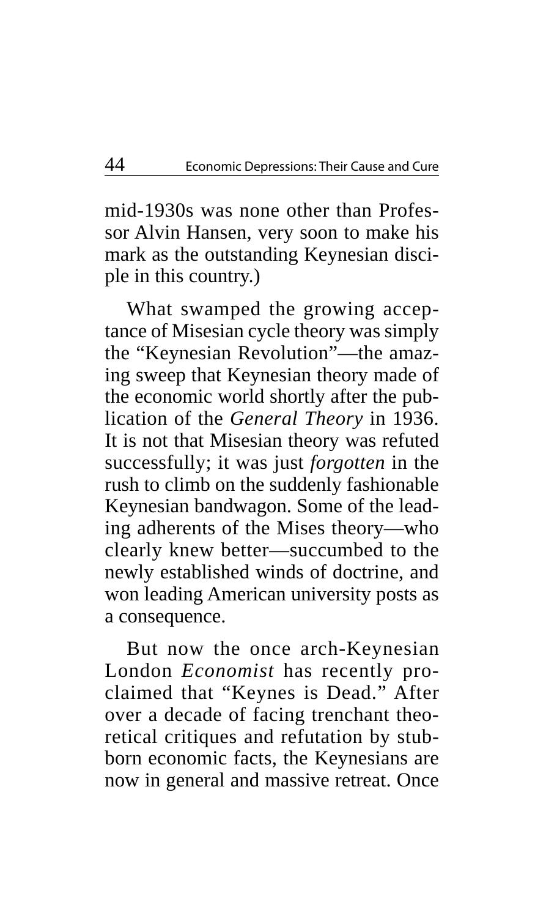mid-1930s was none other than Professor Alvin Hansen, very soon to make his mark as the outstanding Keynesian disciple in this country.)

What swamped the growing acceptance of Misesian cycle theory was simply the "Keynesian Revolution"—the amazing sweep that Keynesian theory made of the economic world shortly after the publication of the *General Theory* in 1936. It is not that Misesian theory was refuted successfully; it was just *forgotten* in the rush to climb on the suddenly fashionable Keynesian bandwagon. Some of the leading adherents of the Mises theory—who clearly knew better—succumbed to the newly established winds of doctrine, and won leading American university posts as a consequence.

But now the once arch-Keynesian London *Economist* has recently proclaimed that "Keynes is Dead." After over a decade of facing trenchant theoretical critiques and refutation by stubborn economic facts, the Keynesians are now in general and massive retreat. Once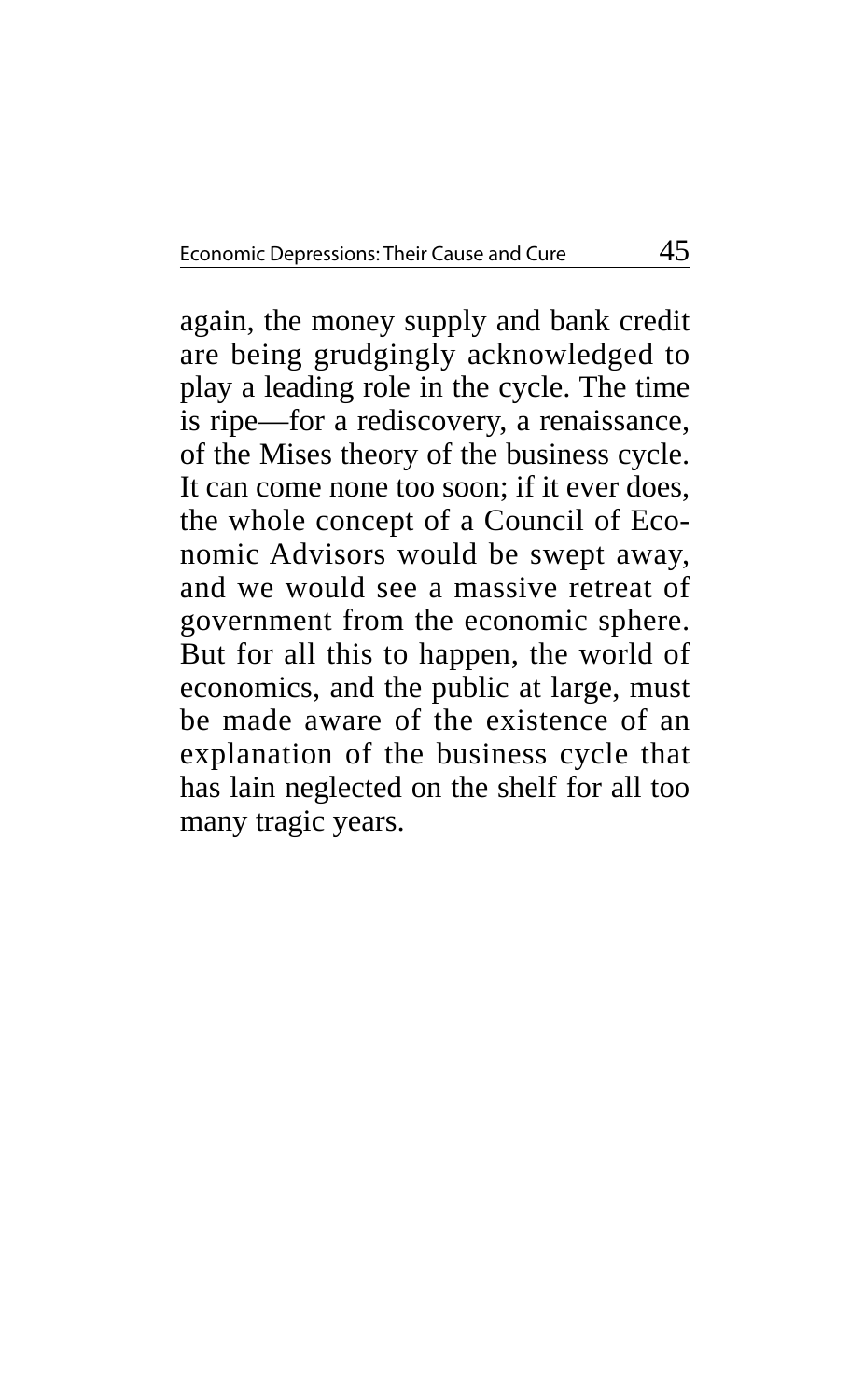again, the money supply and bank credit are being grudgingly acknowledged to play a leading role in the cycle. The time is ripe—for a rediscovery, a renaissance, of the Mises theory of the business cycle. It can come none too soon; if it ever does, the whole concept of a Council of Economic Advisors would be swept away, and we would see a massive retreat of government from the economic sphere. But for all this to happen, the world of economics, and the public at large, must be made aware of the existence of an explanation of the business cycle that has lain neglected on the shelf for all too many tragic years.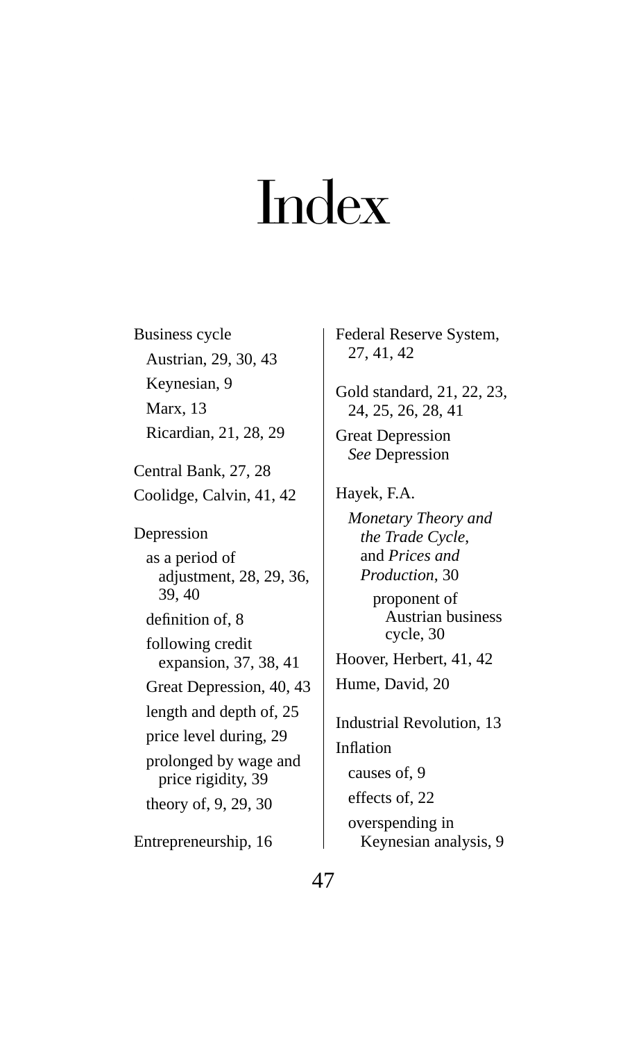# Index

Business cycle
- Austrian, 29, 30, 43
- Keynesian, 9
- Marx, 13
- Ricardian, 21, 28, 29

Central Bank, 27, 28

Coolidge, Calvin, 41, 42

Depression
- as a period of adjustment, 28, 29, 36, 39, 40
- definition of, 8
- following credit expansion, 37, 38, 41
- Great Depression, 40, 43
- length and depth of, 25
- price level during, 29
- prolonged by wage and price rigidity, 39
- theory of, 9, 29, 30

Entrepreneurship, 16

Federal Reserve System, 27, 41, 42

Gold standard, 21, 22, 23, 24, 25, 26, 28, 41

Great Depression
- *See* Depression

Hayek, F.A.
- *Monetary Theory and the Trade Cycle*, and *Prices and Production*, 30
  - proponent of Austrian business cycle, 30

Hoover, Herbert, 41, 42

Hume, David, 20

Industrial Revolution, 13

Inflation
- causes of, 9
- effects of, 22
- overspending in Keynesian analysis, 9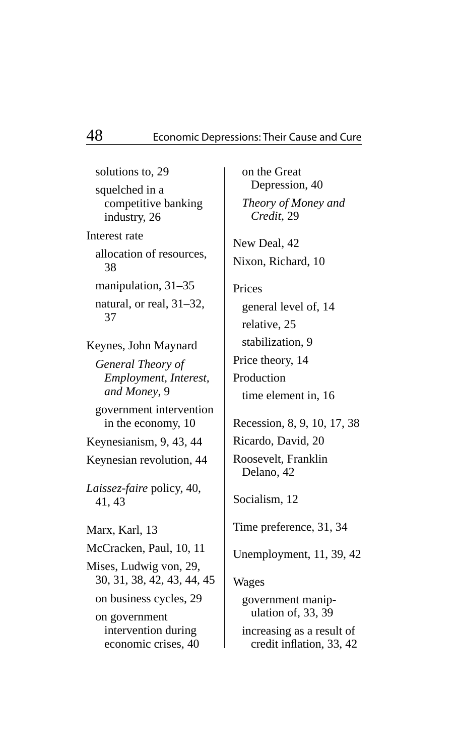- solutions to, 29
- squelched in a competitive banking industry, 26

Interest rate
- allocation of resources, 38
- manipulation, 31–35
- natural, or real, 31–32, 37

Keynes, John Maynard
- *General Theory of Employment, Interest, and Money*, 9
- government intervention in the economy, 10

Keynesianism, 9, 43, 44

Keynesian revolution, 44

*Laissez-faire* policy, 40, 41, 43

Marx, Karl, 13

McCracken, Paul, 10, 11

Mises, Ludwig von, 29, 30, 31, 38, 42, 43, 44, 45
- on business cycles, 29
- on government intervention during economic crises, 40
- on the Great Depression, 40
- *Theory of Money and Credit*, 29

New Deal, 42

Nixon, Richard, 10

Prices
- general level of, 14
- relative, 25
- stabilization, 9

Price theory, 14

Production
- time element in, 16

Recession, 8, 9, 10, 17, 38

Ricardo, David, 20

Roosevelt, Franklin Delano, 42

Socialism, 12

Time preference, 31, 34

Unemployment, 11, 39, 42

Wages
- government manipulation of, 33, 39
- increasing as a result of credit inflation, 33, 42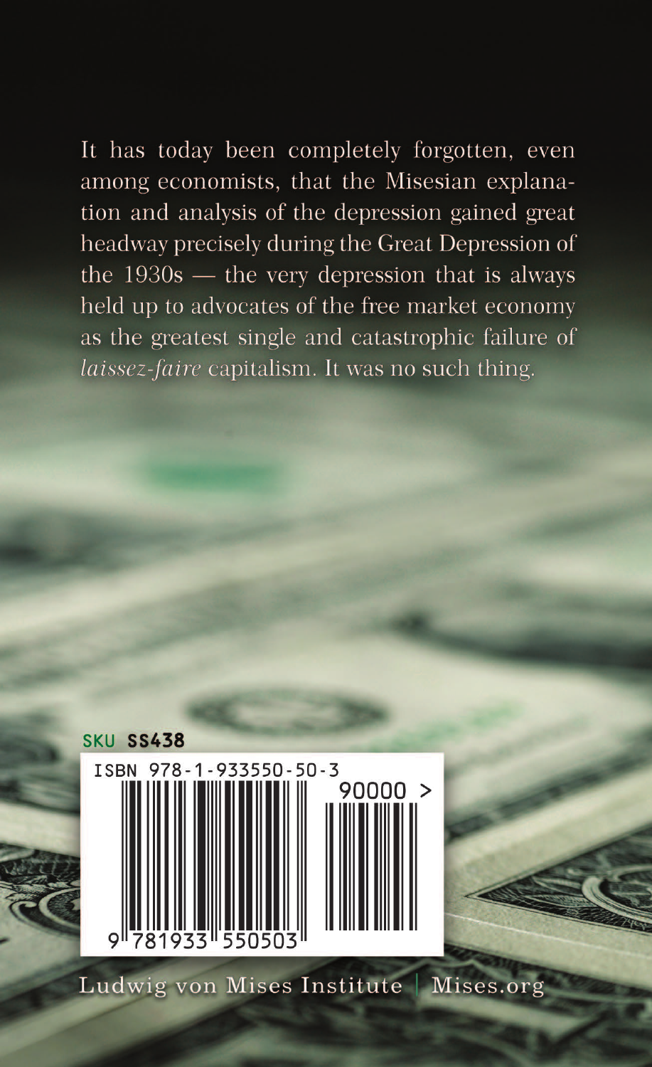It has today been completely forgotten, even among economists, that the Misesian explanation and analysis of the depression gained great headway precisely during the Great Depression of the 1930s — the very depression that is always held up to advocates of the free market economy as the greatest single and catastrophic failure of *laissez-faire* capitalism. It was no such thing.

SKU **SS438**

ISBN 978-1-933550-50-3

90000 >

9 781933 550503

Ludwig von Mises Institute | Mises.org